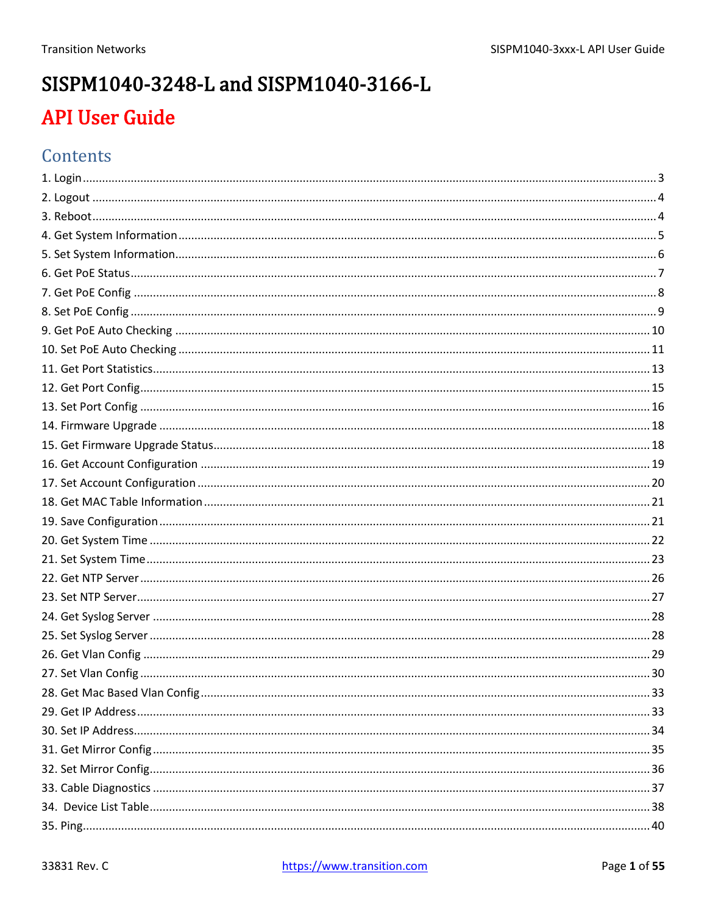# SISPM1040-3248-L and SISPM1040-3166-L

## API User Guide

## Contents

1. Login ..... 3
2. Logout ..... 4
3. Reboot ..... 4
4. Get System Information ..... 5
5. Set System Information ..... 6
6. Get PoE Status ..... 7
7. Get PoE Config ..... 8
8. Set PoE Config ..... 9
9. Get PoE Auto Checking ..... 10
10. Set PoE Auto Checking ..... 11
11. Get Port Statistics ..... 13
12. Get Port Config ..... 15
13. Set Port Config ..... 16
14. Firmware Upgrade ..... 18
15. Get Firmware Upgrade Status ..... 18
16. Get Account Configuration ..... 19
17. Set Account Configuration ..... 20
18. Get MAC Table Information ..... 21
19. Save Configuration ..... 21
20. Get System Time ..... 22
21. Set System Time ..... 23
22. Get NTP Server ..... 26
23. Set NTP Server ..... 27
24. Get Syslog Server ..... 28
25. Set Syslog Server ..... 28
26. Get Vlan Config ..... 29
27. Set Vlan Config ..... 30
28. Get Mac Based Vlan Config ..... 33
29. Get IP Address ..... 33
30. Set IP Address ..... 34
31. Get Mirror Config ..... 35
32. Set Mirror Config ..... 36
33. Cable Diagnostics ..... 37
34. Device List Table ..... 38
35. Ping ..... 40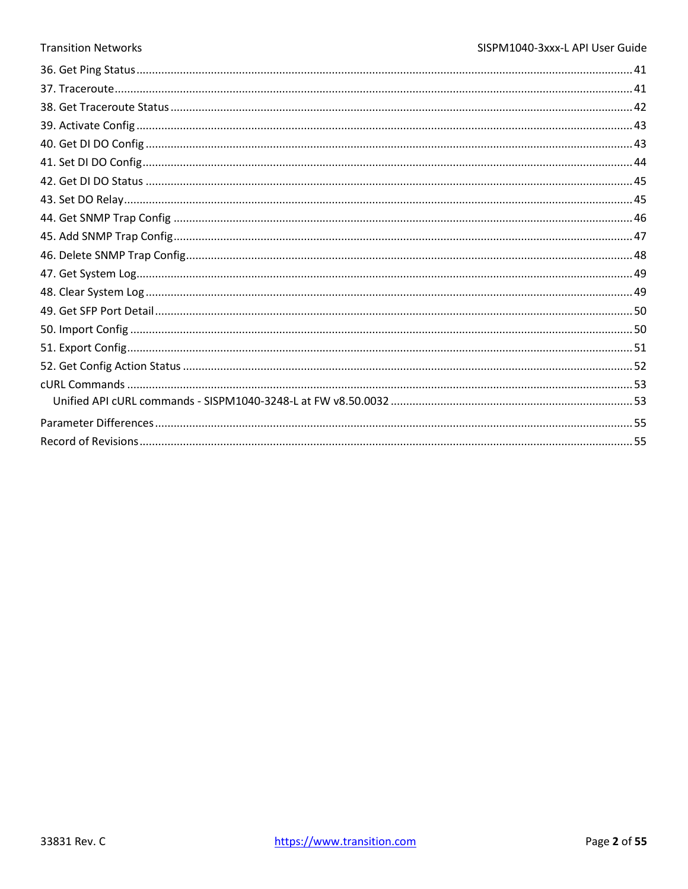36. Get Ping Status ..... 41
37. Traceroute ..... 41
38. Get Traceroute Status ..... 42
39. Activate Config ..... 43
40. Get DI DO Config ..... 43
41. Set DI DO Config ..... 44
42. Get DI DO Status ..... 45
43. Set DO Relay ..... 45
44. Get SNMP Trap Config ..... 46
45. Add SNMP Trap Config ..... 47
46. Delete SNMP Trap Config ..... 48
47. Get System Log ..... 49
48. Clear System Log ..... 49
49. Get SFP Port Detail ..... 50
50. Import Config ..... 50
51. Export Config ..... 51
52. Get Config Action Status ..... 52

cURL Commands ..... 53

- Unified API cURL commands - SISPM1040-3248-L at FW v8.50.0032 ..... 53

Parameter Differences ..... 55

Record of Revisions ..... 55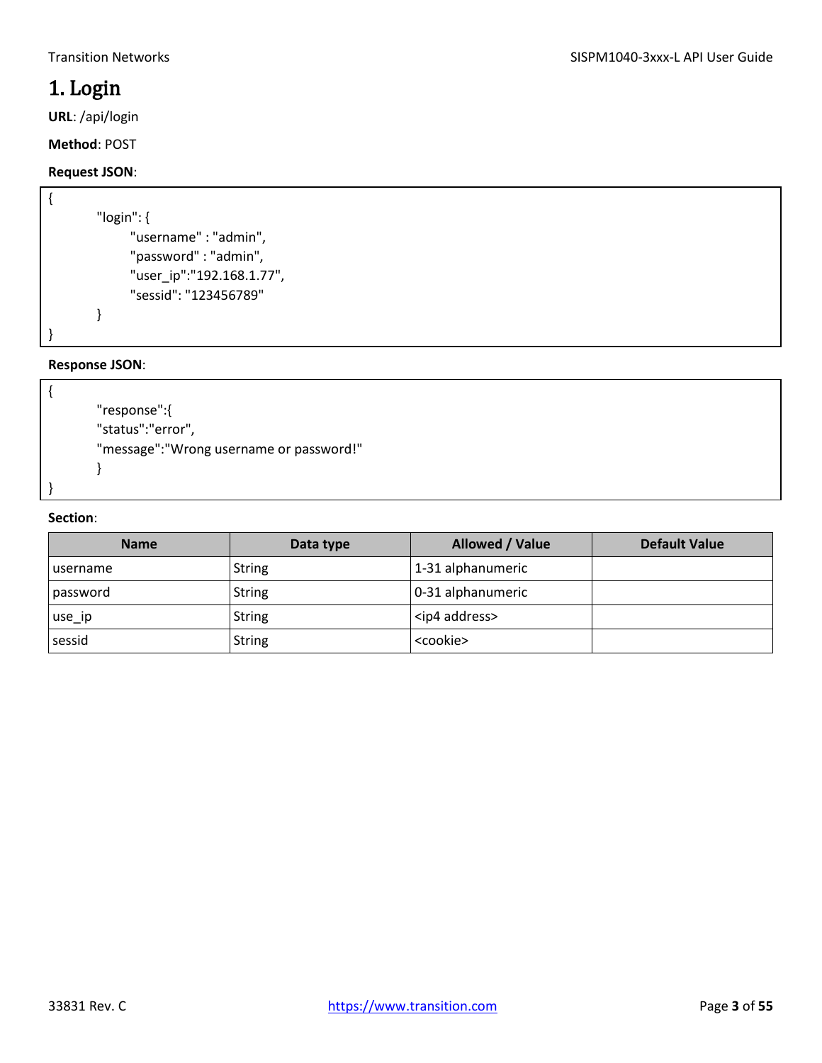# 1. Login

**URL**: /api/login

**Method**: POST

**Request JSON**:

```
{
        "login": {
              "username" : "admin",
              "password" : "admin",
              "user_ip":"192.168.1.77",
              "sessid": "123456789"
        }
}
```

**Response JSON**:

```
{
        "response":{
        "status":"error",
        "message":"Wrong username or password!"
        }
}
```

**Section**:

| Name | Data type | Allowed / Value | Default Value |
| --- | --- | --- | --- |
| username | String | 1-31 alphanumeric | |
| password | String | 0-31 alphanumeric | |
| use_ip | String | <ip4 address> | |
| sessid | String | <cookie> | |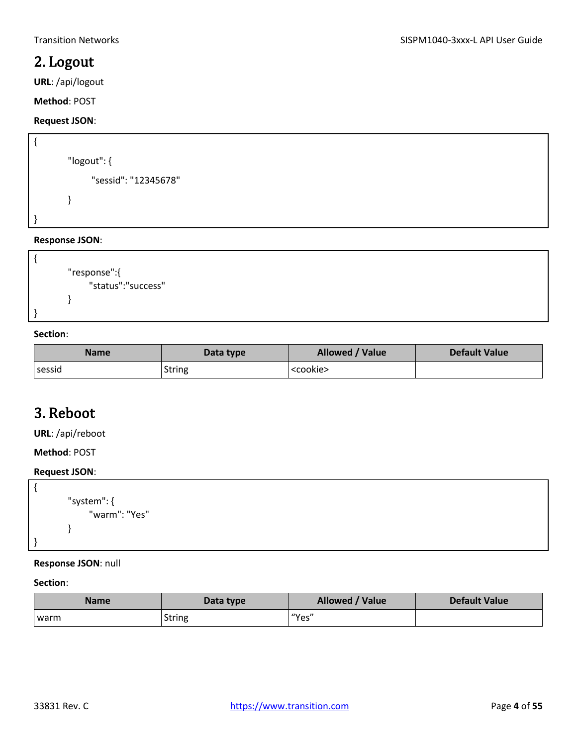## 2. Logout

**URL**: /api/logout

**Method**: POST

**Request JSON**:

```
{
        "logout": {
                "sessid": "12345678"
        }
}
```

**Response JSON**:

```
{
        "response":{
                "status":"success"
        }
}
```

**Section**:

| Name | Data type | Allowed / Value | Default Value |
|---|---|---|---|
| sessid | String | <cookie> | |

## 3. Reboot

**URL**: /api/reboot

**Method**: POST

**Request JSON**:

```
{
        "system": {
                "warm": "Yes"
        }
}
```

**Response JSON**: null

**Section**:

| Name | Data type | Allowed / Value | Default Value |
|---|---|---|---|
| warm | String | "Yes" | |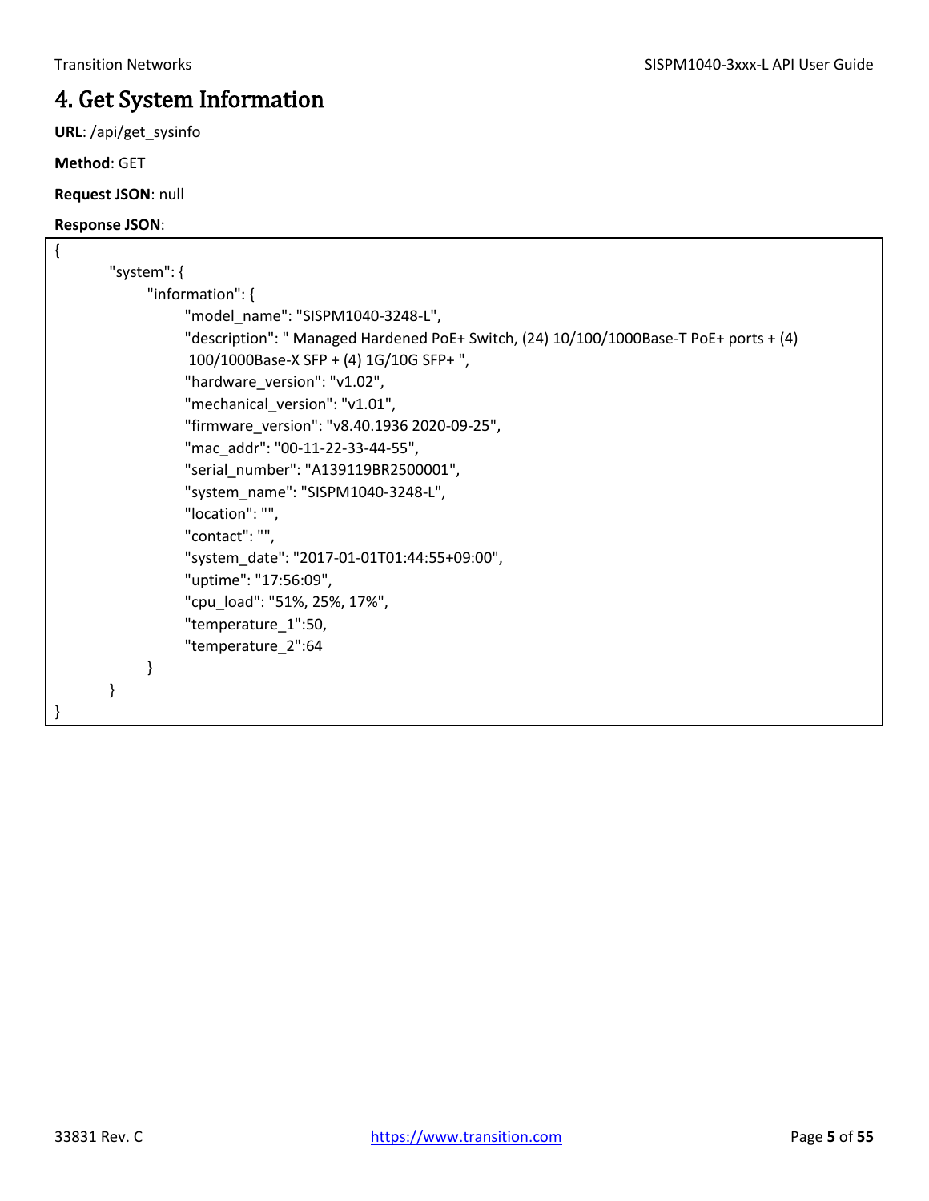# 4. Get System Information

**URL**: /api/get_sysinfo

**Method**: GET

**Request JSON**: null

**Response JSON**:

```
{
        "system": {
                "information": {
                        "model_name": "SISPM1040-3248-L",
                        "description": " Managed Hardened PoE+ Switch, (24) 10/100/1000Base-T PoE+ ports + (4)
                         100/1000Base-X SFP + (4) 1G/10G SFP+ ",
                        "hardware_version": "v1.02",
                        "mechanical_version": "v1.01",
                        "firmware_version": "v8.40.1936 2020-09-25",
                        "mac_addr": "00-11-22-33-44-55",
                        "serial_number": "A139119BR2500001",
                        "system_name": "SISPM1040-3248-L",
                        "location": "",
                        "contact": "",
                        "system_date": "2017-01-01T01:44:55+09:00",
                        "uptime": "17:56:09",
                        "cpu_load": "51%, 25%, 17%",
                        "temperature_1":50,
                        "temperature_2":64
                }
        }
}
```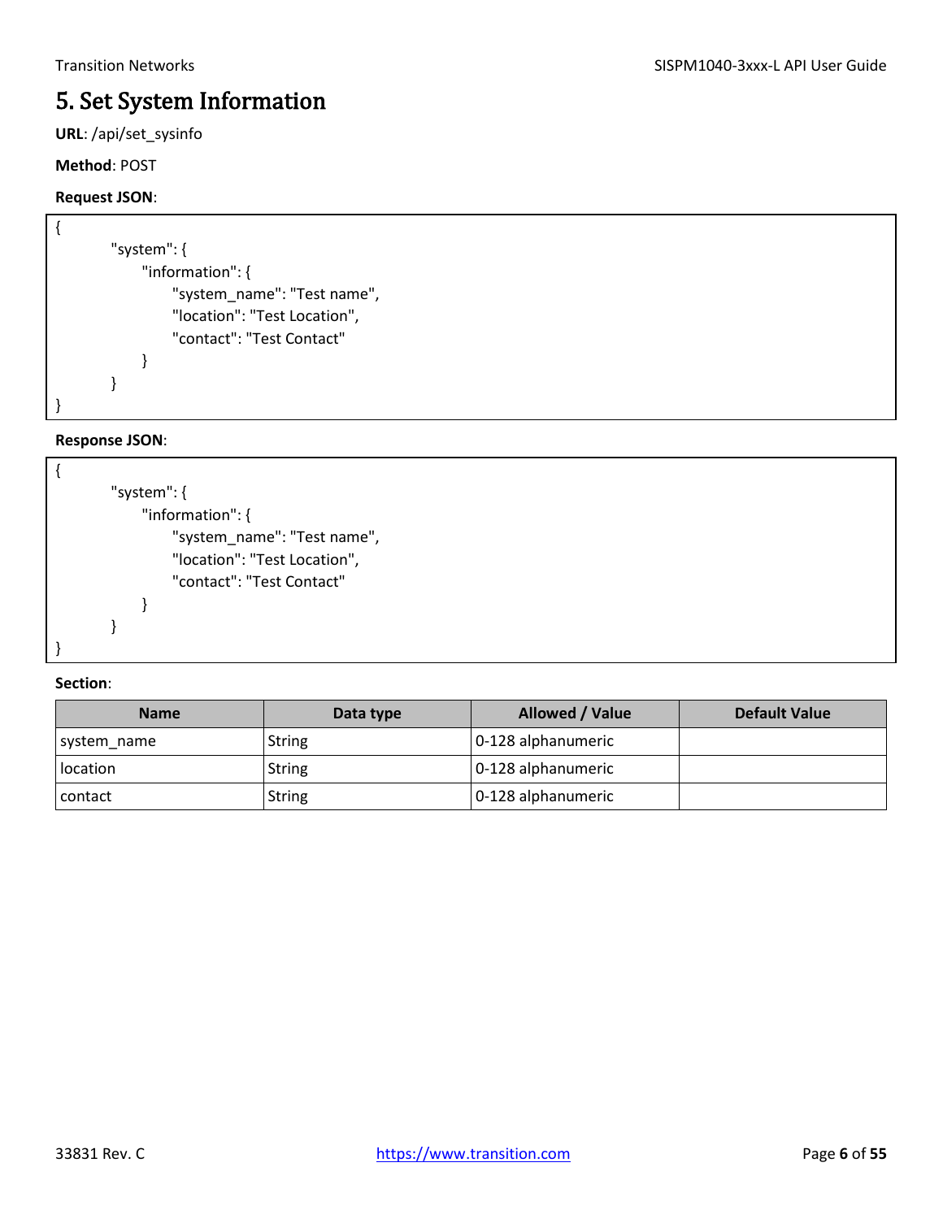# 5. Set System Information

**URL**: /api/set_sysinfo

**Method**: POST

**Request JSON**:

```
{
        "system": {
            "information": {
                "system_name": "Test name",
                "location": "Test Location",
                "contact": "Test Contact"
            }
        }
}
```

**Response JSON**:

```
{
        "system": {
            "information": {
                "system_name": "Test name",
                "location": "Test Location",
                "contact": "Test Contact"
            }
        }
}
```

**Section**:

| Name | Data type | Allowed / Value | Default Value |
|---|---|---|---|
| system_name | String | 0-128 alphanumeric | |
| location | String | 0-128 alphanumeric | |
| contact | String | 0-128 alphanumeric | |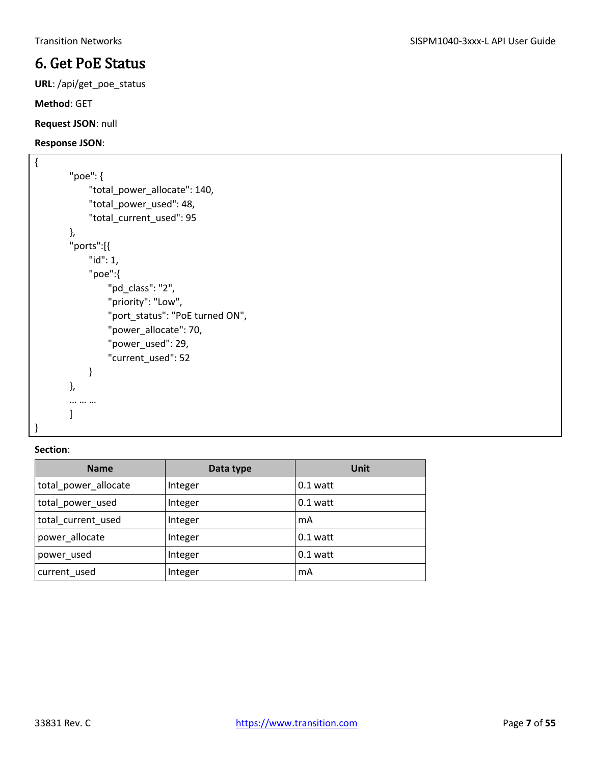# 6. Get PoE Status

**URL**: /api/get_poe_status

**Method**: GET

**Request JSON**: null

**Response JSON**:

```
{
        "poe": {
            "total_power_allocate": 140,
            "total_power_used": 48,
            "total_current_used": 95
        },
        "ports":[{
            "id": 1,
            "poe":{
                "pd_class": "2",
                "priority": "Low",
                "port_status": "PoE turned ON",
                "power_allocate": 70,
                "power_used": 29,
                "current_used": 52
            }
        },
        … … …
        ]
}
```

**Section**:

| Name | Data type | Unit |
|---|---|---|
| total_power_allocate | Integer | 0.1 watt |
| total_power_used | Integer | 0.1 watt |
| total_current_used | Integer | mA |
| power_allocate | Integer | 0.1 watt |
| power_used | Integer | 0.1 watt |
| current_used | Integer | mA |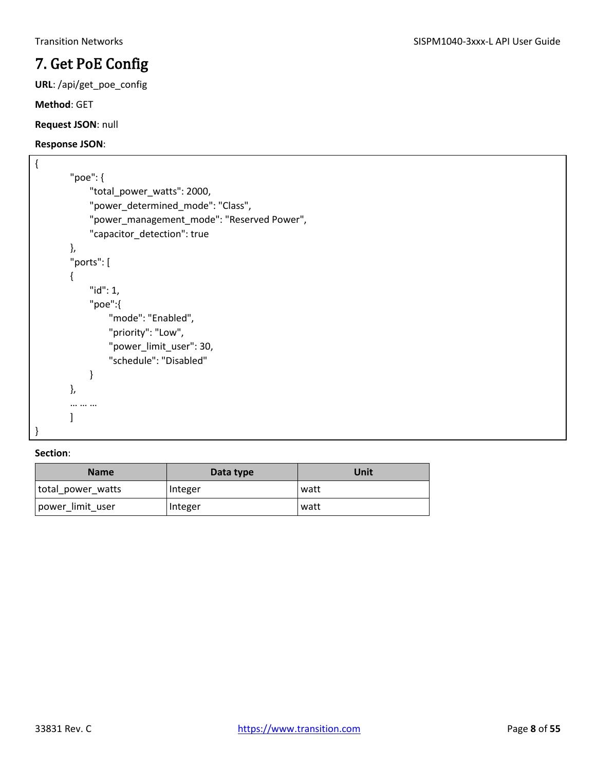# 7. Get PoE Config

**URL**: /api/get_poe_config

**Method**: GET

**Request JSON**: null

**Response JSON**:

```
{
        "poe": {
            "total_power_watts": 2000,
            "power_determined_mode": "Class",
            "power_management_mode": "Reserved Power",
            "capacitor_detection": true
        },
        "ports": [
        {
            "id": 1,
            "poe":{
                "mode": "Enabled",
                "priority": "Low",
                "power_limit_user": 30,
                "schedule": "Disabled"
            }
        },
        … … …
        ]
}
```

**Section**:

| Name | Data type | Unit |
|---|---|---|
| total_power_watts | Integer | watt |
| power_limit_user | Integer | watt |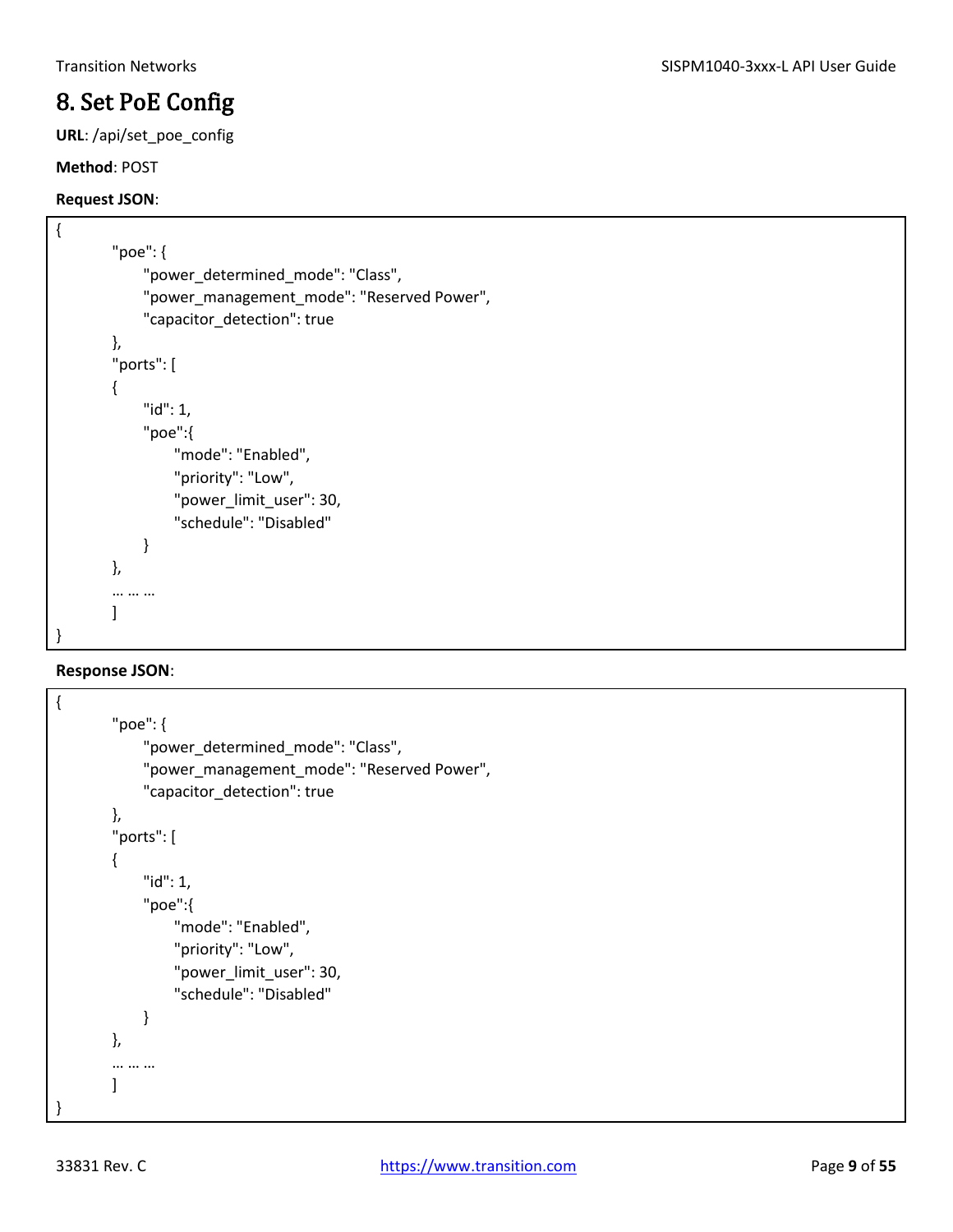# 8. Set PoE Config

**URL**: /api/set_poe_config

**Method**: POST

**Request JSON**:

```
{
        "poe": {
              "power_determined_mode": "Class",
              "power_management_mode": "Reserved Power",
              "capacitor_detection": true
        },
        "ports": [
        {
              "id": 1,
              "poe":{
                    "mode": "Enabled",
                    "priority": "Low",
                    "power_limit_user": 30,
                    "schedule": "Disabled"
              }
        },
        … … …
        ]
}
```

**Response JSON**:

```
{
        "poe": {
              "power_determined_mode": "Class",
              "power_management_mode": "Reserved Power",
              "capacitor_detection": true
        },
        "ports": [
        {
              "id": 1,
              "poe":{
                    "mode": "Enabled",
                    "priority": "Low",
                    "power_limit_user": 30,
                    "schedule": "Disabled"
              }
        },
        … … …
        ]
}
```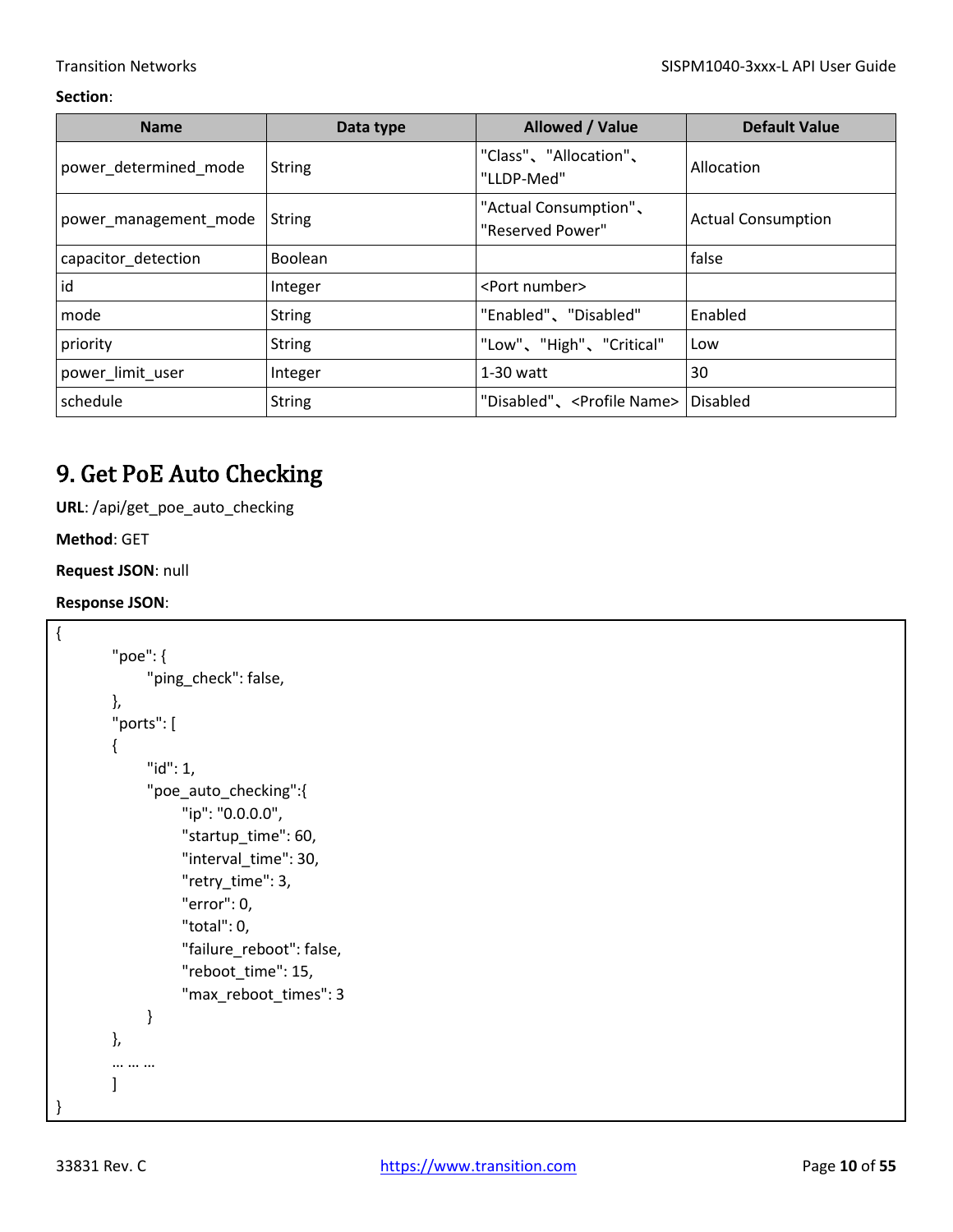**Section**:

| Name | Data type | Allowed / Value | Default Value |
| --- | --- | --- | --- |
| power_determined_mode | String | "Class"、"Allocation"、"LLDP-Med" | Allocation |
| power_management_mode | String | "Actual Consumption"、"Reserved Power" | Actual Consumption |
| capacitor_detection | Boolean | | false |
| id | Integer | <Port number> | |
| mode | String | "Enabled"、"Disabled" | Enabled |
| priority | String | "Low"、"High"、"Critical" | Low |
| power_limit_user | Integer | 1-30 watt | 30 |
| schedule | String | "Disabled"、<Profile Name> | Disabled |

# 9. Get PoE Auto Checking

**URL**: /api/get_poe_auto_checking

**Method**: GET

**Request JSON**: null

**Response JSON**:

```
{
        "poe": {
              "ping_check": false,
        },
        "ports": [
        {
              "id": 1,
              "poe_auto_checking":{
                    "ip": "0.0.0.0",
                    "startup_time": 60,
                    "interval_time": 30,
                    "retry_time": 3,
                    "error": 0,
                    "total": 0,
                    "failure_reboot": false,
                    "reboot_time": 15,
                    "max_reboot_times": 3
              }
        },
        … … …
        ]
}
```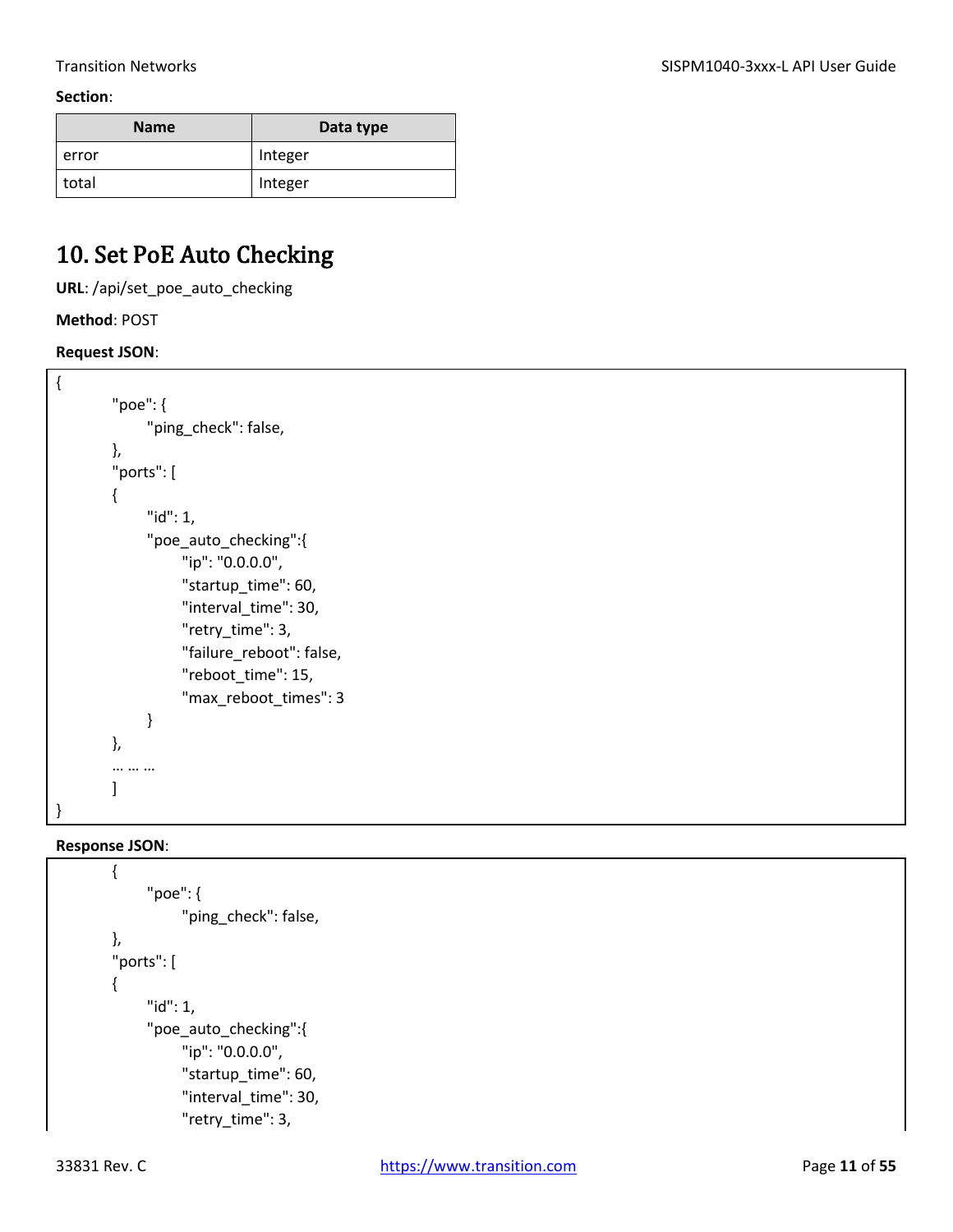**Section**:

| Name | Data type |
| --- | --- |
| error | Integer |
| total | Integer |

## 10. Set PoE Auto Checking

**URL**: /api/set_poe_auto_checking

**Method**: POST

**Request JSON**:

```
{
        "poe": {
              "ping_check": false,
        },
        "ports": [
        {
              "id": 1,
              "poe_auto_checking":{
                    "ip": "0.0.0.0",
                    "startup_time": 60,
                    "interval_time": 30,
                    "retry_time": 3,
                    "failure_reboot": false,
                    "reboot_time": 15,
                    "max_reboot_times": 3
              }
        },
        … … …
        ]
}
```

**Response JSON**:

```
        {
              "poe": {
                    "ping_check": false,
        },
        "ports": [
        {
              "id": 1,
              "poe_auto_checking":{
                    "ip": "0.0.0.0",
                    "startup_time": 60,
                    "interval_time": 30,
                    "retry_time": 3,
```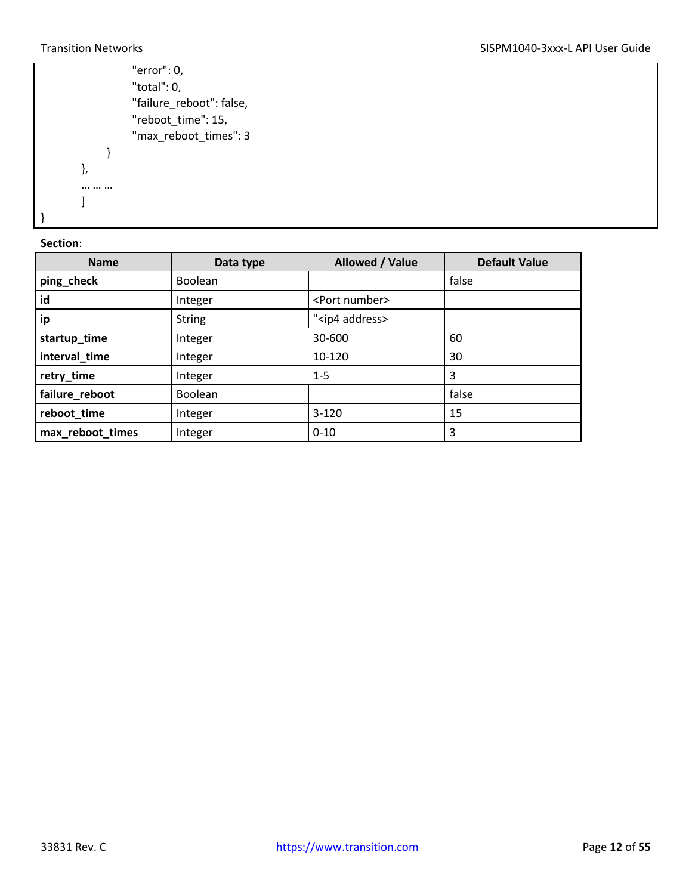```
                    "error": 0,
                    "total": 0,
                    "failure_reboot": false,
                    "reboot_time": 15,
                    "max_reboot_times": 3
                }
            },
            … … …
        ]
}
```

**Section**:

| Name | Data type | Allowed / Value | Default Value |
|---|---|---|---|
| **ping_check** | Boolean | | false |
| **id** | Integer | <Port number> | |
| **ip** | String | "<ip4 address> | |
| **startup_time** | Integer | 30-600 | 60 |
| **interval_time** | Integer | 10-120 | 30 |
| **retry_time** | Integer | 1-5 | 3 |
| **failure_reboot** | Boolean | | false |
| **reboot_time** | Integer | 3-120 | 15 |
| **max_reboot_times** | Integer | 0-10 | 3 |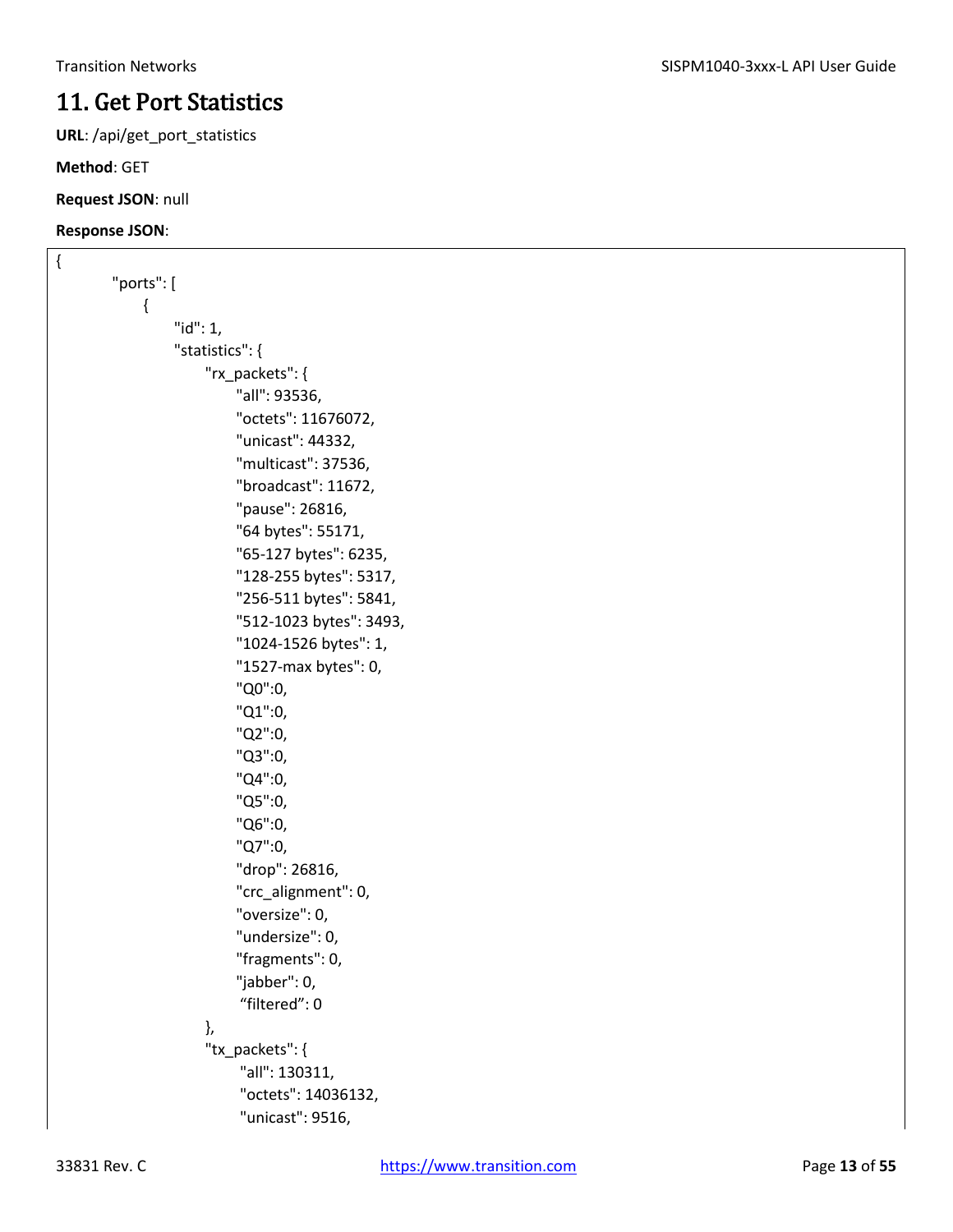# 11. Get Port Statistics

**URL**: /api/get_port_statistics

**Method**: GET

**Request JSON**: null

**Response JSON**:

```
{
        "ports": [
            {
                "id": 1,
                "statistics": {
                    "rx_packets": {
                        "all": 93536,
                        "octets": 11676072,
                        "unicast": 44332,
                        "multicast": 37536,
                        "broadcast": 11672,
                        "pause": 26816,
                        "64 bytes": 55171,
                        "65-127 bytes": 6235,
                        "128-255 bytes": 5317,
                        "256-511 bytes": 5841,
                        "512-1023 bytes": 3493,
                        "1024-1526 bytes": 1,
                        "1527-max bytes": 0,
                        "Q0":0,
                        "Q1":0,
                        "Q2":0,
                        "Q3":0,
                        "Q4":0,
                        "Q5":0,
                        "Q6":0,
                        "Q7":0,
                        "drop": 26816,
                        "crc_alignment": 0,
                        "oversize": 0,
                        "undersize": 0,
                        "fragments": 0,
                        "jabber": 0,
                        “filtered”: 0
                    },
                    "tx_packets": {
                        "all": 130311,
                        "octets": 14036132,
                        "unicast": 9516,
```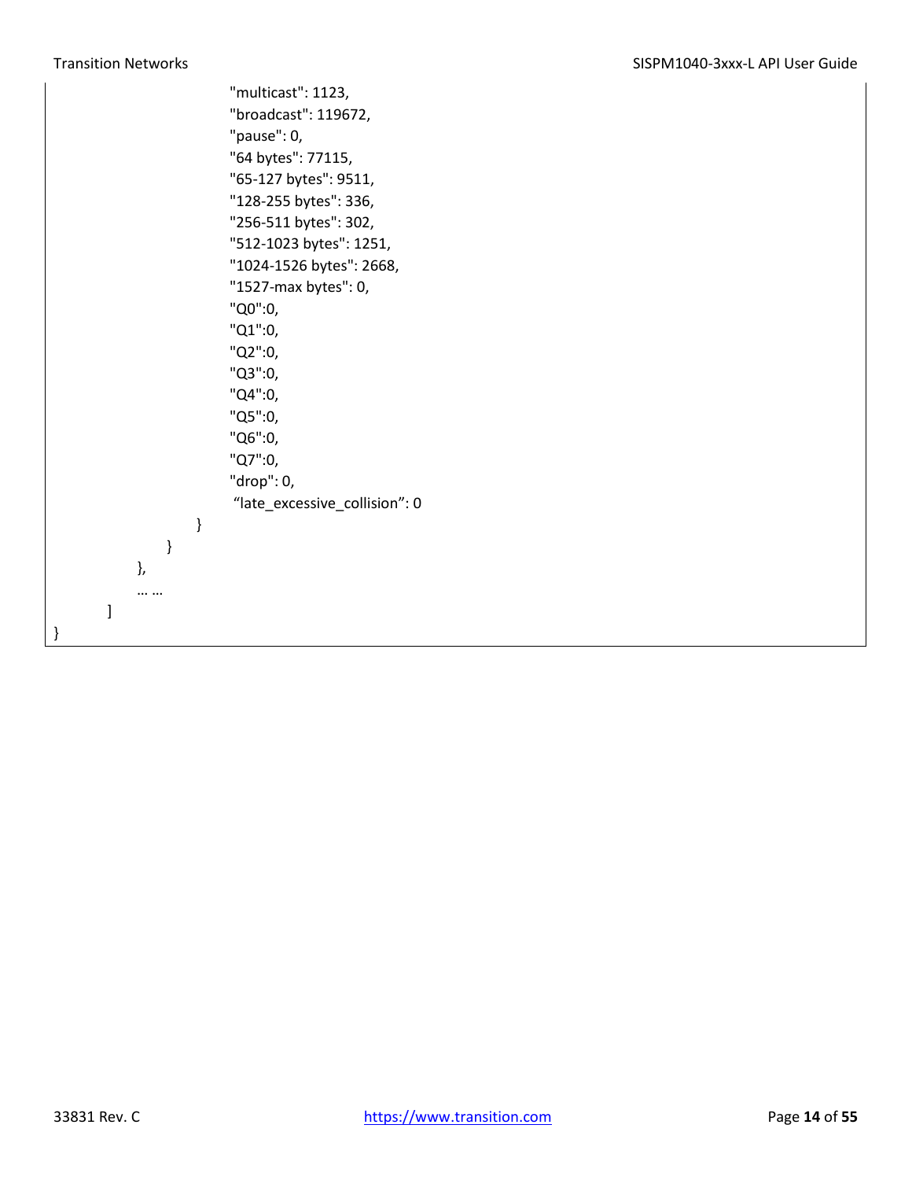```
                        "multicast": 1123,
                        "broadcast": 119672,
                        "pause": 0,
                        "64 bytes": 77115,
                        "65-127 bytes": 9511,
                        "128-255 bytes": 336,
                        "256-511 bytes": 302,
                        "512-1023 bytes": 1251,
                        "1024-1526 bytes": 2668,
                        "1527-max bytes": 0,
                        "Q0":0,
                        "Q1":0,
                        "Q2":0,
                        "Q3":0,
                        "Q4":0,
                        "Q5":0,
                        "Q6":0,
                        "Q7":0,
                        "drop": 0,
                         "late_excessive_collision": 0
                    }
                }
            },
            … …
        ]
}
```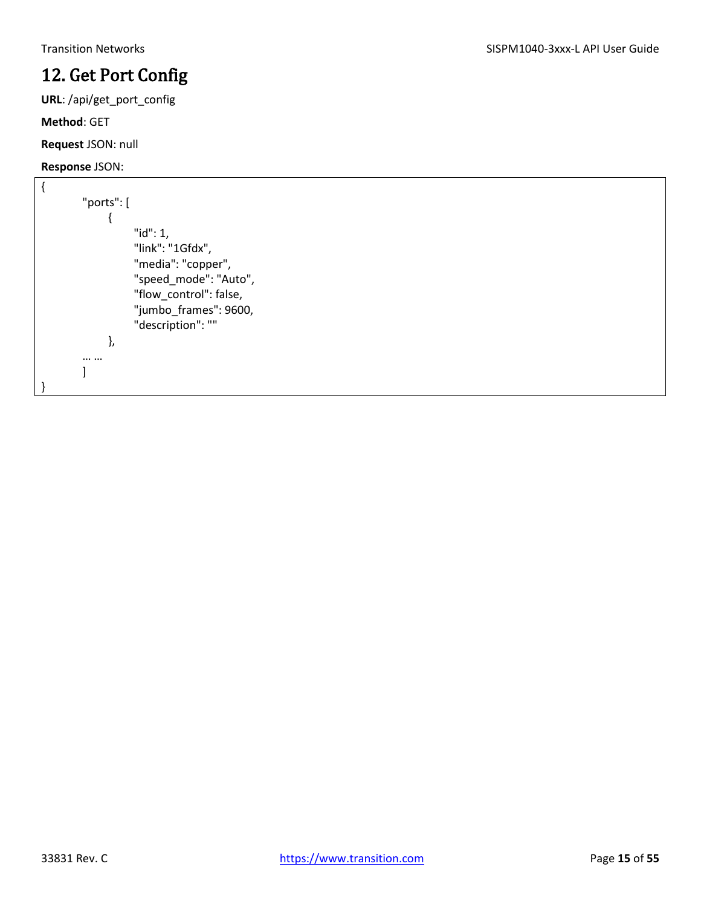# 12. Get Port Config

**URL**: /api/get_port_config

**Method**: GET

**Request** JSON: null

**Response** JSON:

```
{
    "ports": [
        {
            "id": 1,
            "link": "1Gfdx",
            "media": "copper",
            "speed_mode": "Auto",
            "flow_control": false,
            "jumbo_frames": 9600,
            "description": ""
        },
    … …
    ]
}
```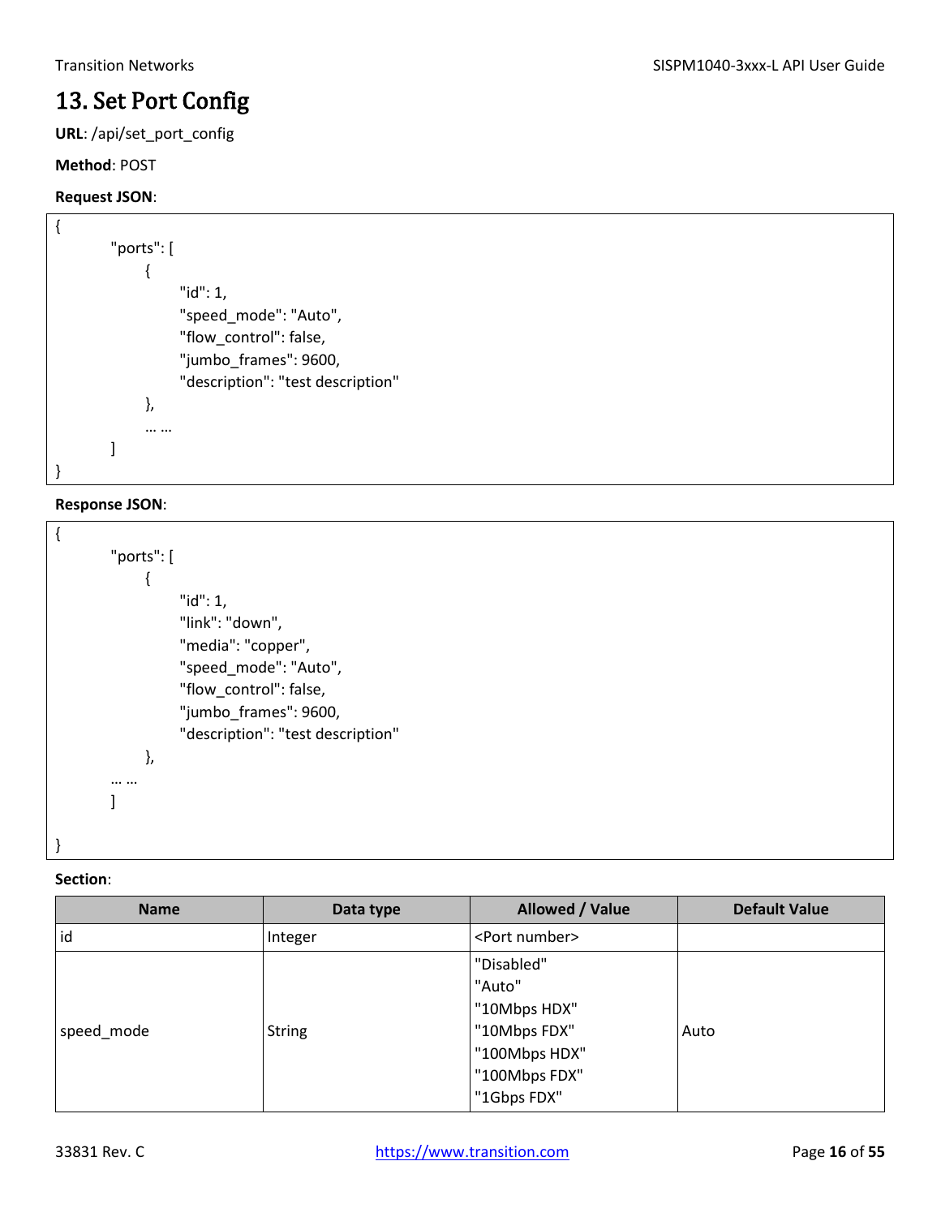# 13. Set Port Config

**URL**: /api/set_port_config

**Method**: POST

**Request JSON**:

```
{
        "ports": [
            {
                "id": 1,
                "speed_mode": "Auto",
                "flow_control": false,
                "jumbo_frames": 9600,
                "description": "test description"
            },
            … …
        ]
}
```

**Response JSON**:

```
{
        "ports": [
            {
                "id": 1,
                "link": "down",
                "media": "copper",
                "speed_mode": "Auto",
                "flow_control": false,
                "jumbo_frames": 9600,
                "description": "test description"
            },
        … …
        ]

}
```

**Section**:

| Name | Data type | Allowed / Value | Default Value |
|---|---|---|---|
| id | Integer | <Port number> | |
| speed_mode | String | "Disabled"<br>"Auto"<br>"10Mbps HDX"<br>"10Mbps FDX"<br>"100Mbps HDX"<br>"100Mbps FDX"<br>"1Gbps FDX" | Auto |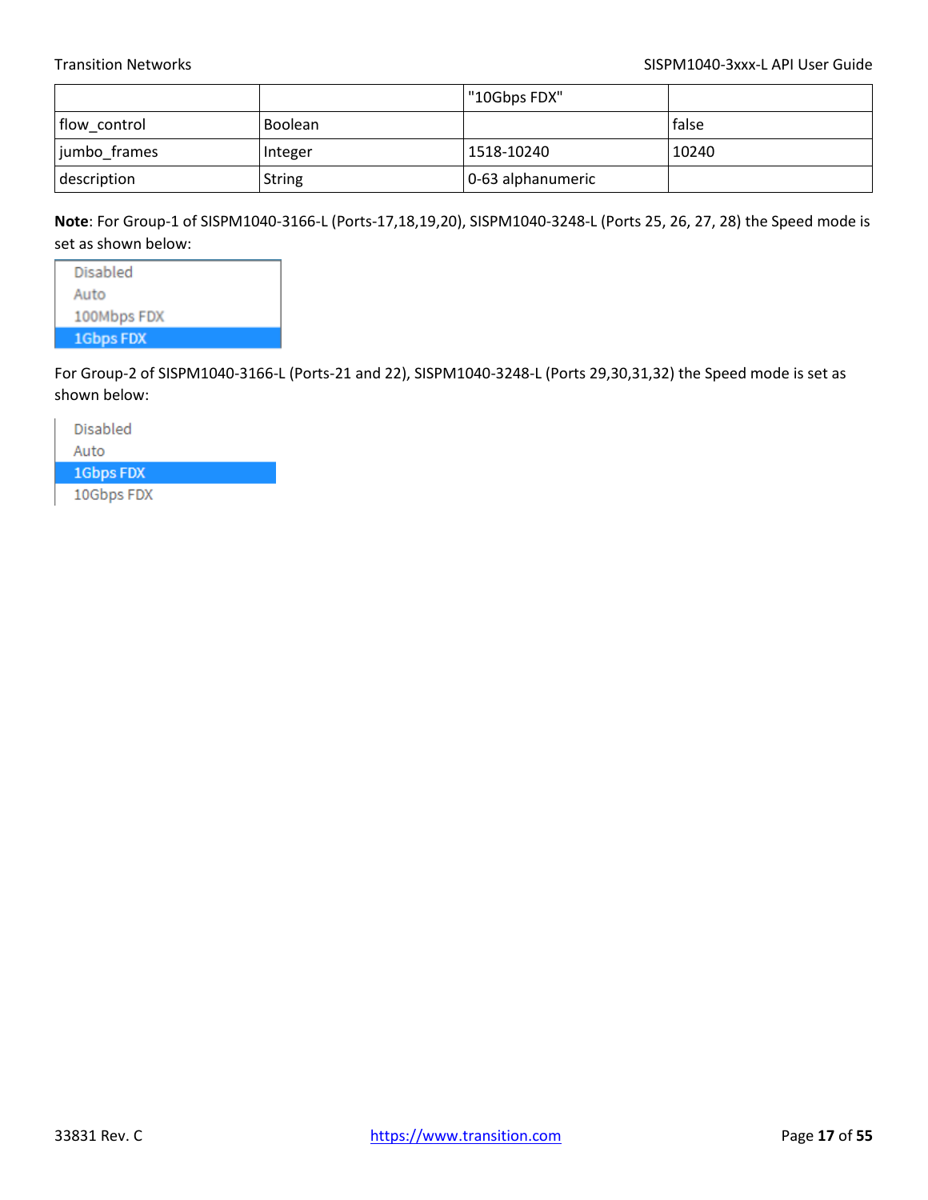| | | "10Gbps FDX" | |
|---|---|---|---|
| flow_control | Boolean | | false |
| jumbo_frames | Integer | 1518-10240 | 10240 |
| description | String | 0-63 alphanumeric | |

**Note**: For Group-1 of SISPM1040-3166-L (Ports-17,18,19,20), SISPM1040-3248-L (Ports 25, 26, 27, 28) the Speed mode is set as shown below:

- Disabled
- Auto
- 100Mbps FDX
- **1Gbps FDX**

For Group-2 of SISPM1040-3166-L (Ports-21 and 22), SISPM1040-3248-L (Ports 29,30,31,32) the Speed mode is set as shown below:

- Disabled
- Auto
- **1Gbps FDX**
- 10Gbps FDX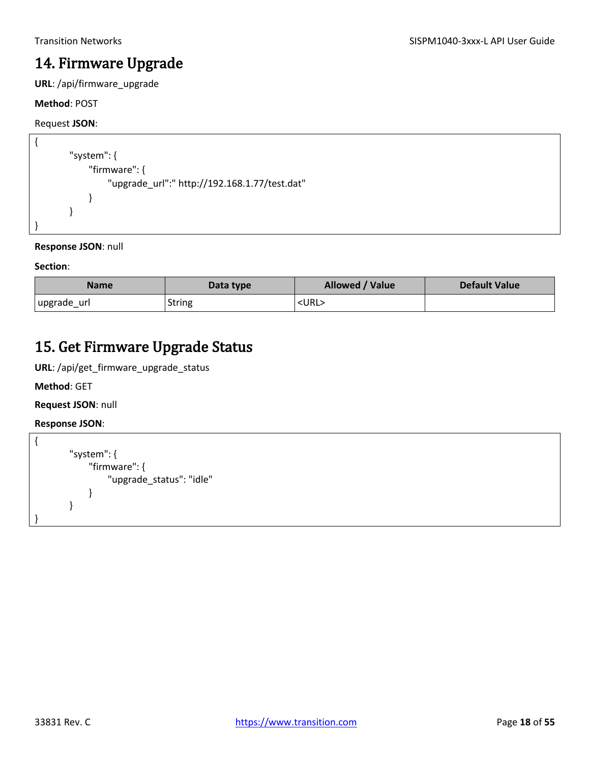# 14. Firmware Upgrade

**URL**: /api/firmware_upgrade

**Method**: POST

Request **JSON**:

```
{
        "system": {
            "firmware": {
                "upgrade_url":" http://192.168.1.77/test.dat"
            }
        }
}
```

**Response JSON**: null

**Section**:

| Name | Data type | Allowed / Value | Default Value |
|---|---|---|---|
| upgrade_url | String | <URL> | |

# 15. Get Firmware Upgrade Status

**URL**: /api/get_firmware_upgrade_status

**Method**: GET

**Request JSON**: null

**Response JSON**:

```
{
        "system": {
            "firmware": {
                "upgrade_status": "idle"
            }
        }
}
```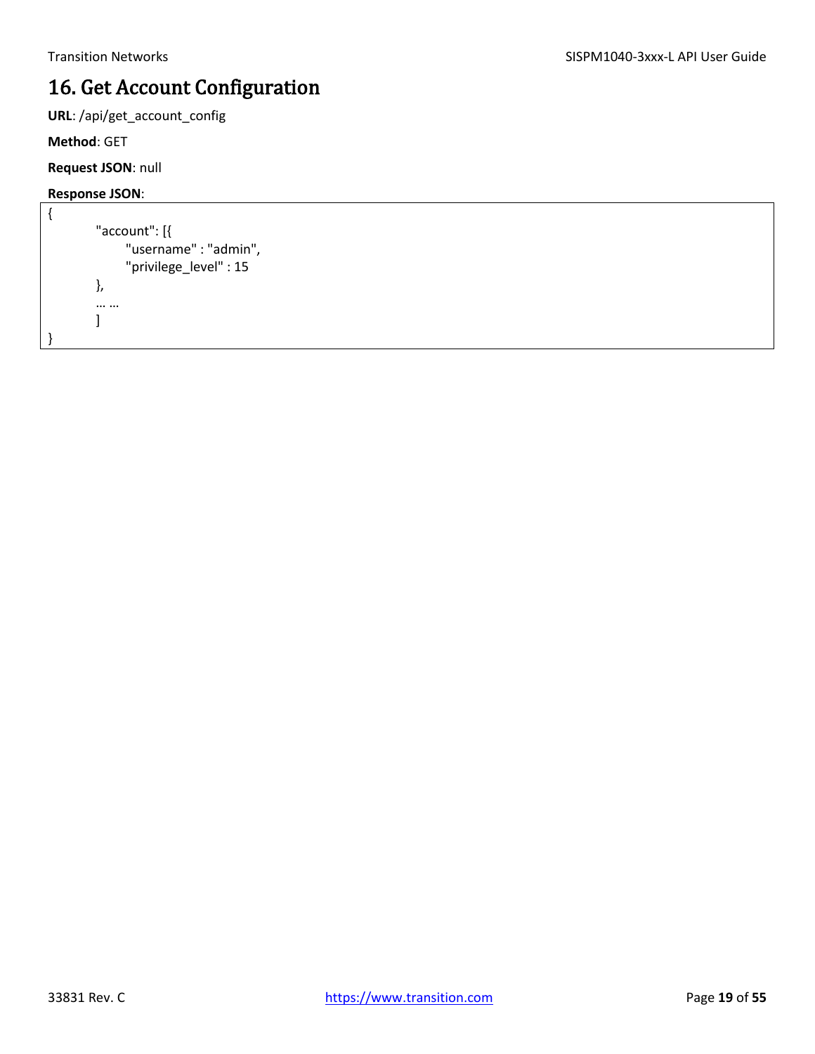# 16. Get Account Configuration

**URL**: /api/get_account_config

**Method**: GET

**Request JSON**: null

**Response JSON**:

```
{
        "account": [{
              "username" : "admin",
              "privilege_level" : 15
        },
        … …
        ]
}
```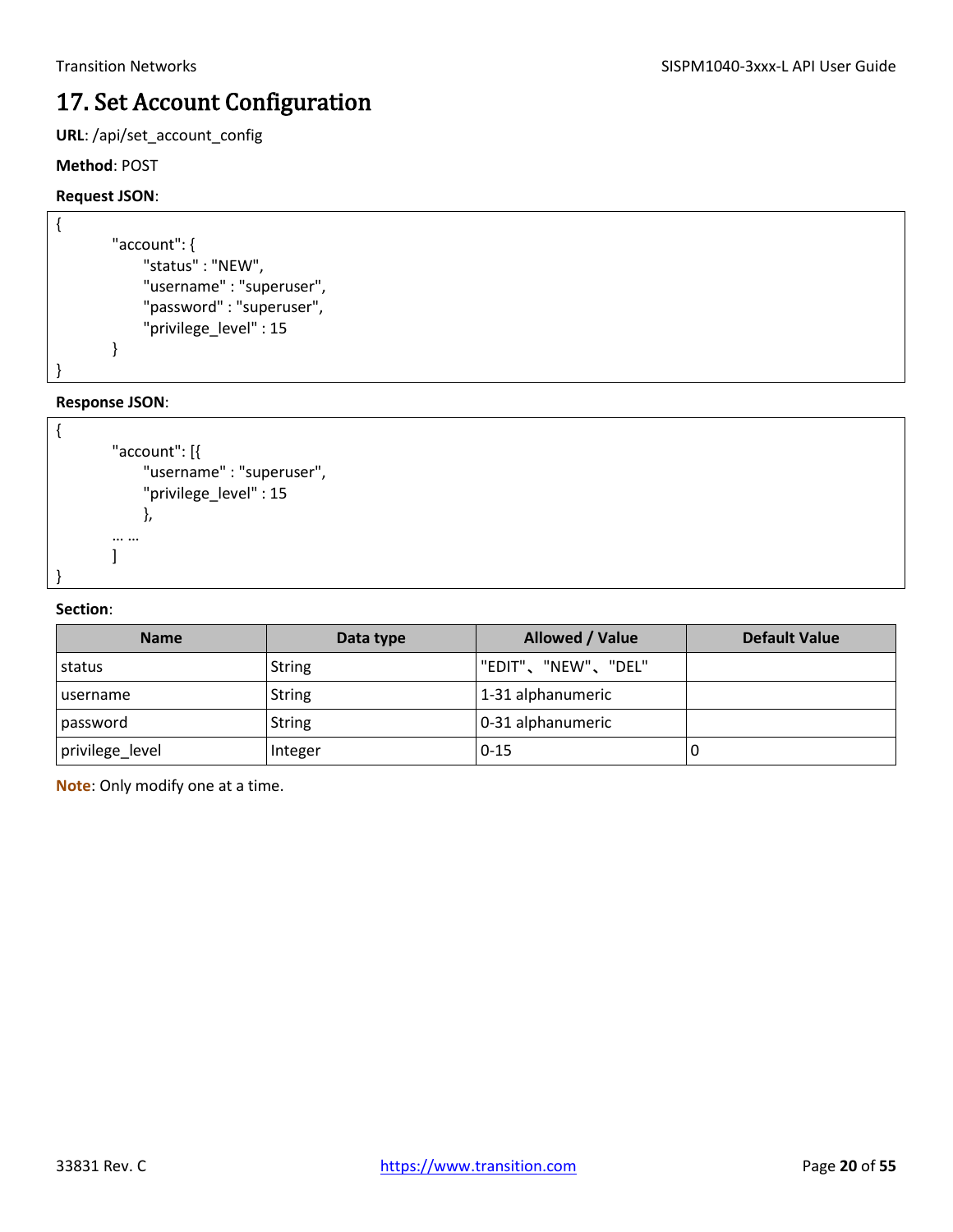# 17. Set Account Configuration

**URL**: /api/set_account_config

**Method**: POST

**Request JSON**:

```
{
        "account": {
            "status" : "NEW",
            "username" : "superuser",
            "password" : "superuser",
            "privilege_level" : 15
        }
}
```

**Response JSON**:

```
{
        "account": [{
            "username" : "superuser",
            "privilege_level" : 15
            },
        … …
        ]
}
```

**Section**:

| Name | Data type | Allowed / Value | Default Value |
|---|---|---|---|
| status | String | "EDIT"、"NEW"、"DEL" | |
| username | String | 1-31 alphanumeric | |
| password | String | 0-31 alphanumeric | |
| privilege_level | Integer | 0-15 | 0 |

**Note**: Only modify one at a time.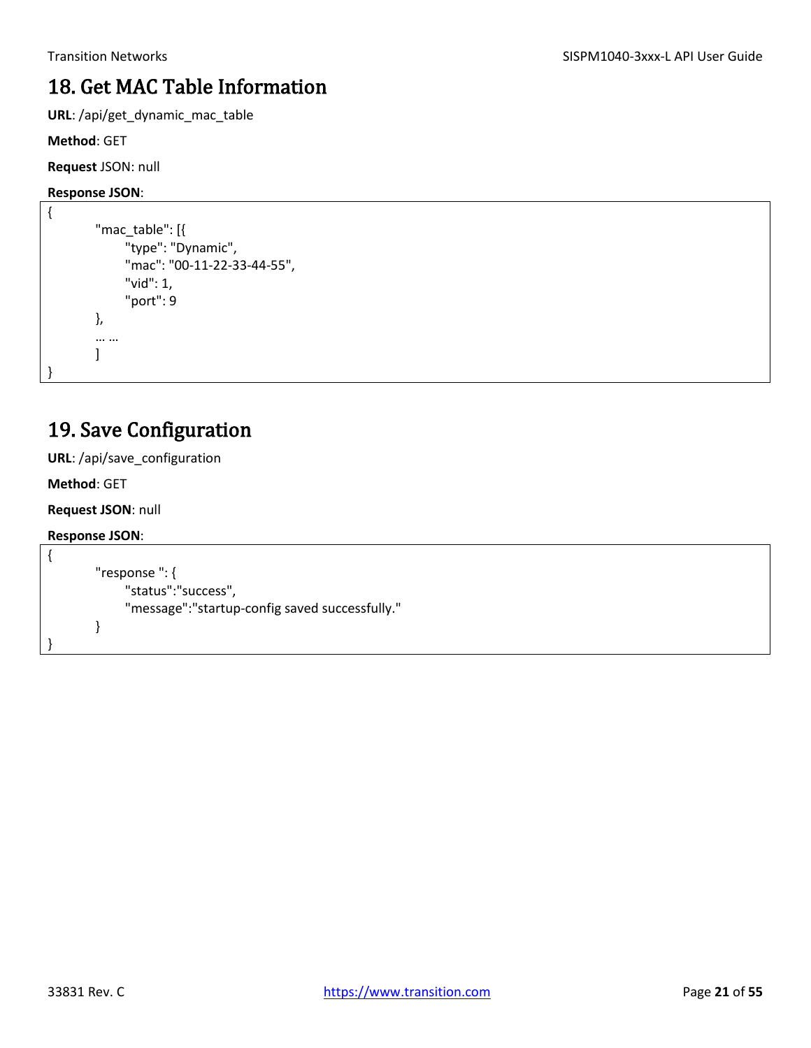# 18. Get MAC Table Information

**URL**: /api/get_dynamic_mac_table

**Method**: GET

**Request** JSON: null

**Response JSON**:

```
{
        "mac_table": [{
              "type": "Dynamic",
              "mac": "00-11-22-33-44-55",
              "vid": 1,
              "port": 9
        },
        … …
        ]
}
```

# 19. Save Configuration

**URL**: /api/save_configuration

**Method**: GET

**Request JSON**: null

**Response JSON**:

```
{
        "response ": {
              "status":"success",
              "message":"startup-config saved successfully."
        }
}
```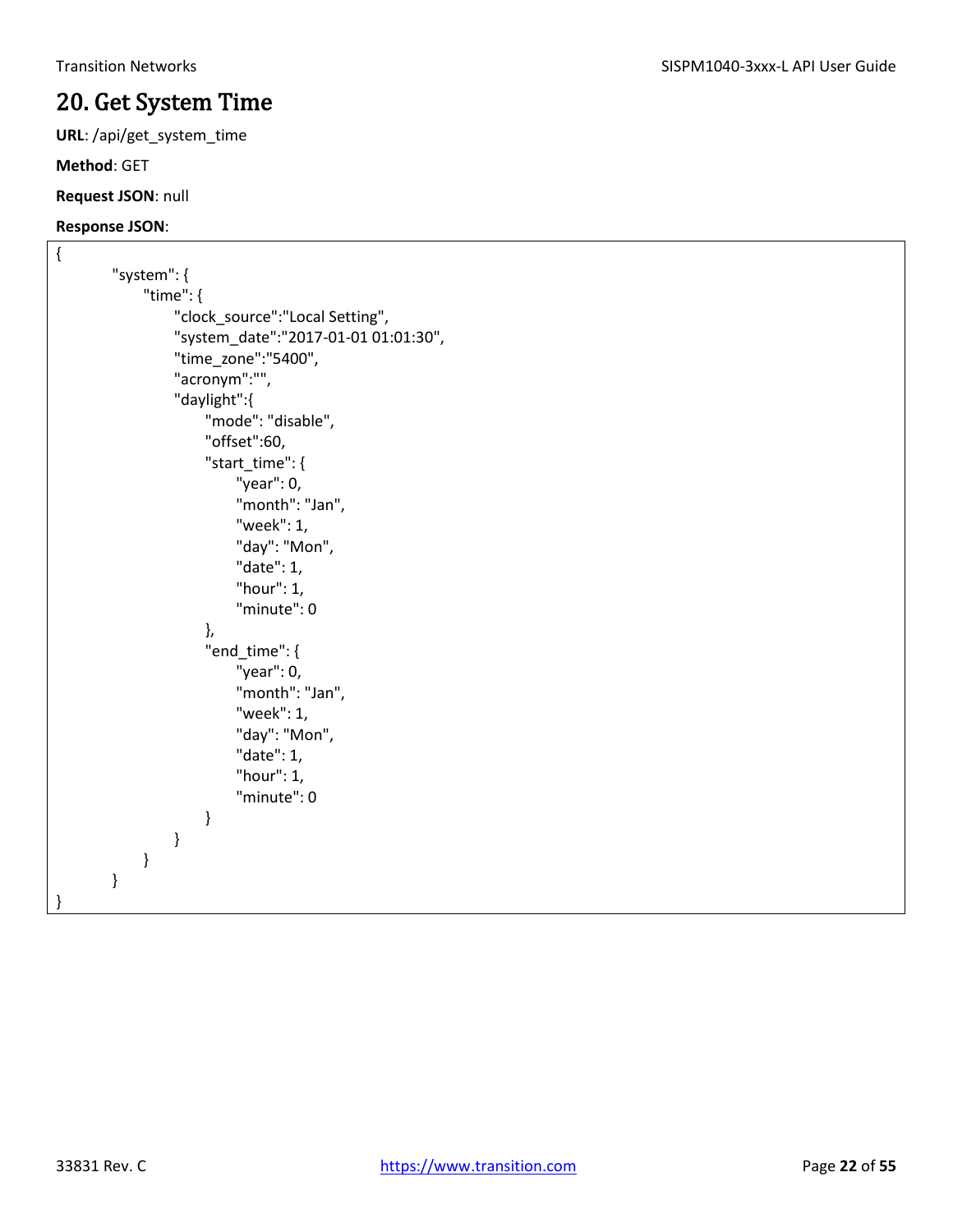# 20. Get System Time

**URL**: /api/get_system_time

**Method**: GET

**Request JSON**: null

**Response JSON**:

```
{
    "system": {
        "time": {
            "clock_source":"Local Setting",
            "system_date":"2017-01-01 01:01:30",
            "time_zone":"5400",
            "acronym":"",
            "daylight":{
                "mode": "disable",
                "offset":60,
                "start_time": {
                    "year": 0,
                    "month": "Jan",
                    "week": 1,
                    "day": "Mon",
                    "date": 1,
                    "hour": 1,
                    "minute": 0
                },
                "end_time": {
                    "year": 0,
                    "month": "Jan",
                    "week": 1,
                    "day": "Mon",
                    "date": 1,
                    "hour": 1,
                    "minute": 0
                }
            }
        }
    }
}
```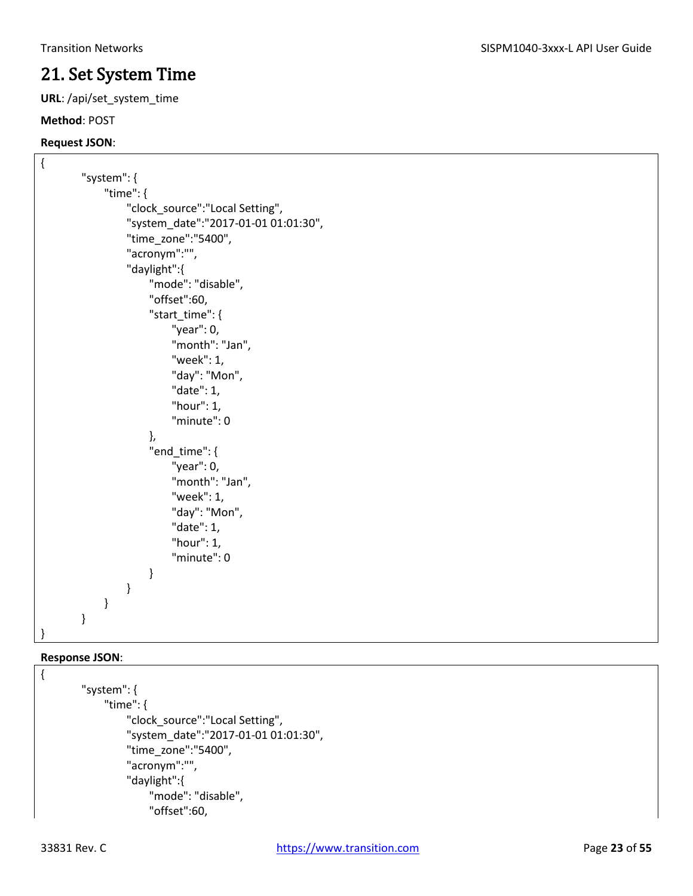# 21. Set System Time

**URL**: /api/set_system_time

**Method**: POST

**Request JSON**:

```
{
        "system": {
            "time": {
                "clock_source":"Local Setting",
                "system_date":"2017-01-01 01:01:30",
                "time_zone":"5400",
                "acronym":"",
                "daylight":{
                    "mode": "disable",
                    "offset":60,
                    "start_time": {
                        "year": 0,
                        "month": "Jan",
                        "week": 1,
                        "day": "Mon",
                        "date": 1,
                        "hour": 1,
                        "minute": 0
                    },
                    "end_time": {
                        "year": 0,
                        "month": "Jan",
                        "week": 1,
                        "day": "Mon",
                        "date": 1,
                        "hour": 1,
                        "minute": 0
                    }
                }
            }
        }
}
```

**Response JSON**:

```
{
        "system": {
            "time": {
                "clock_source":"Local Setting",
                "system_date":"2017-01-01 01:01:30",
                "time_zone":"5400",
                "acronym":"",
                "daylight":{
                    "mode": "disable",
                    "offset":60,
```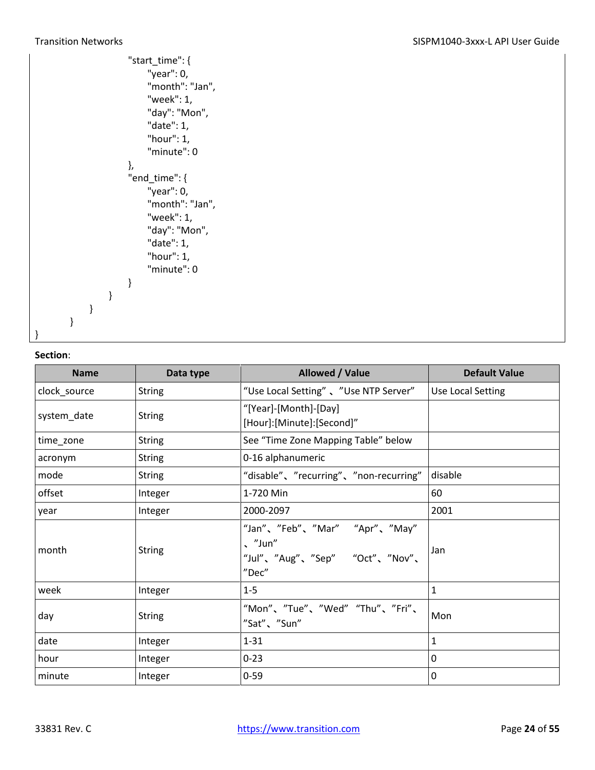```
                        "start_time": {
                            "year": 0,
                            "month": "Jan",
                            "week": 1,
                            "day": "Mon",
                            "date": 1,
                            "hour": 1,
                            "minute": 0
                        },
                        "end_time": {
                            "year": 0,
                            "month": "Jan",
                            "week": 1,
                            "day": "Mon",
                            "date": 1,
                            "hour": 1,
                            "minute": 0
                        }
                    }
                }
            }
}
```

**Section**:

| Name | Data type | Allowed / Value | Default Value |
|---|---|---|---|
| clock_source | String | "Use Local Setting" 、"Use NTP Server" | Use Local Setting |
| system_date | String | "[Year]-[Month]-[Day] [Hour]:[Minute]:[Second]" | |
| time_zone | String | See "Time Zone Mapping Table" below | |
| acronym | String | 0-16 alphanumeric | |
| mode | String | "disable"、"recurring"、"non-recurring" | disable |
| offset | Integer | 1-720 Min | 60 |
| year | Integer | 2000-2097 | 2001 |
| month | String | "Jan"、"Feb"、"Mar" "Apr"、"May"、"Jun" "Jul"、"Aug"、"Sep" "Oct"、"Nov"、"Dec" | Jan |
| week | Integer | 1-5 | 1 |
| day | String | "Mon"、"Tue"、"Wed" "Thu"、"Fri"、"Sat"、"Sun" | Mon |
| date | Integer | 1-31 | 1 |
| hour | Integer | 0-23 | 0 |
| minute | Integer | 0-59 | 0 |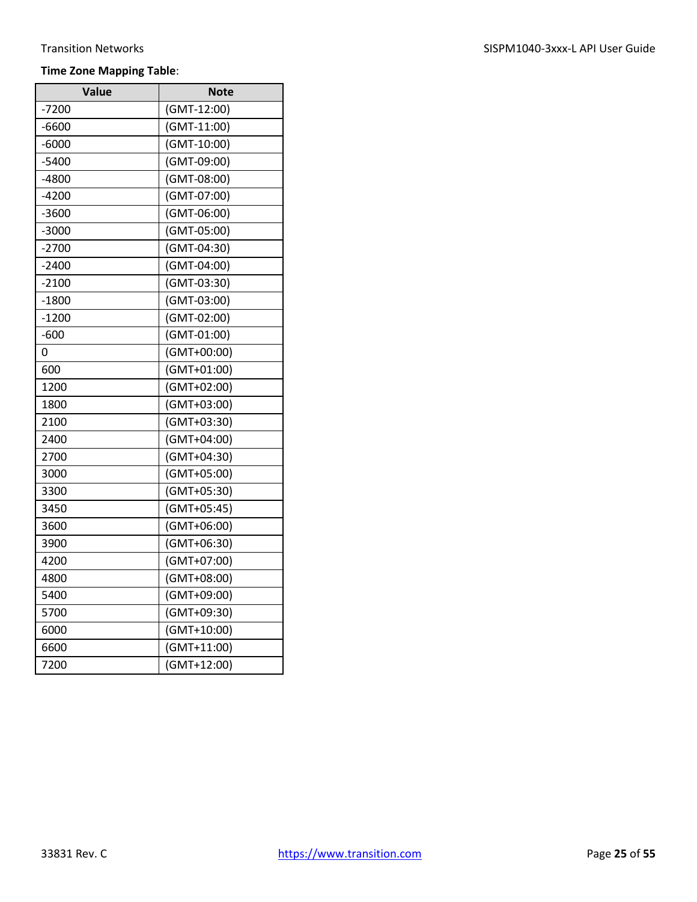**Time Zone Mapping Table**:

| Value | Note |
| --- | --- |
| -7200 | (GMT-12:00) |
| -6600 | (GMT-11:00) |
| -6000 | (GMT-10:00) |
| -5400 | (GMT-09:00) |
| -4800 | (GMT-08:00) |
| -4200 | (GMT-07:00) |
| -3600 | (GMT-06:00) |
| -3000 | (GMT-05:00) |
| -2700 | (GMT-04:30) |
| -2400 | (GMT-04:00) |
| -2100 | (GMT-03:30) |
| -1800 | (GMT-03:00) |
| -1200 | (GMT-02:00) |
| -600 | (GMT-01:00) |
| 0 | (GMT+00:00) |
| 600 | (GMT+01:00) |
| 1200 | (GMT+02:00) |
| 1800 | (GMT+03:00) |
| 2100 | (GMT+03:30) |
| 2400 | (GMT+04:00) |
| 2700 | (GMT+04:30) |
| 3000 | (GMT+05:00) |
| 3300 | (GMT+05:30) |
| 3450 | (GMT+05:45) |
| 3600 | (GMT+06:00) |
| 3900 | (GMT+06:30) |
| 4200 | (GMT+07:00) |
| 4800 | (GMT+08:00) |
| 5400 | (GMT+09:00) |
| 5700 | (GMT+09:30) |
| 6000 | (GMT+10:00) |
| 6600 | (GMT+11:00) |
| 7200 | (GMT+12:00) |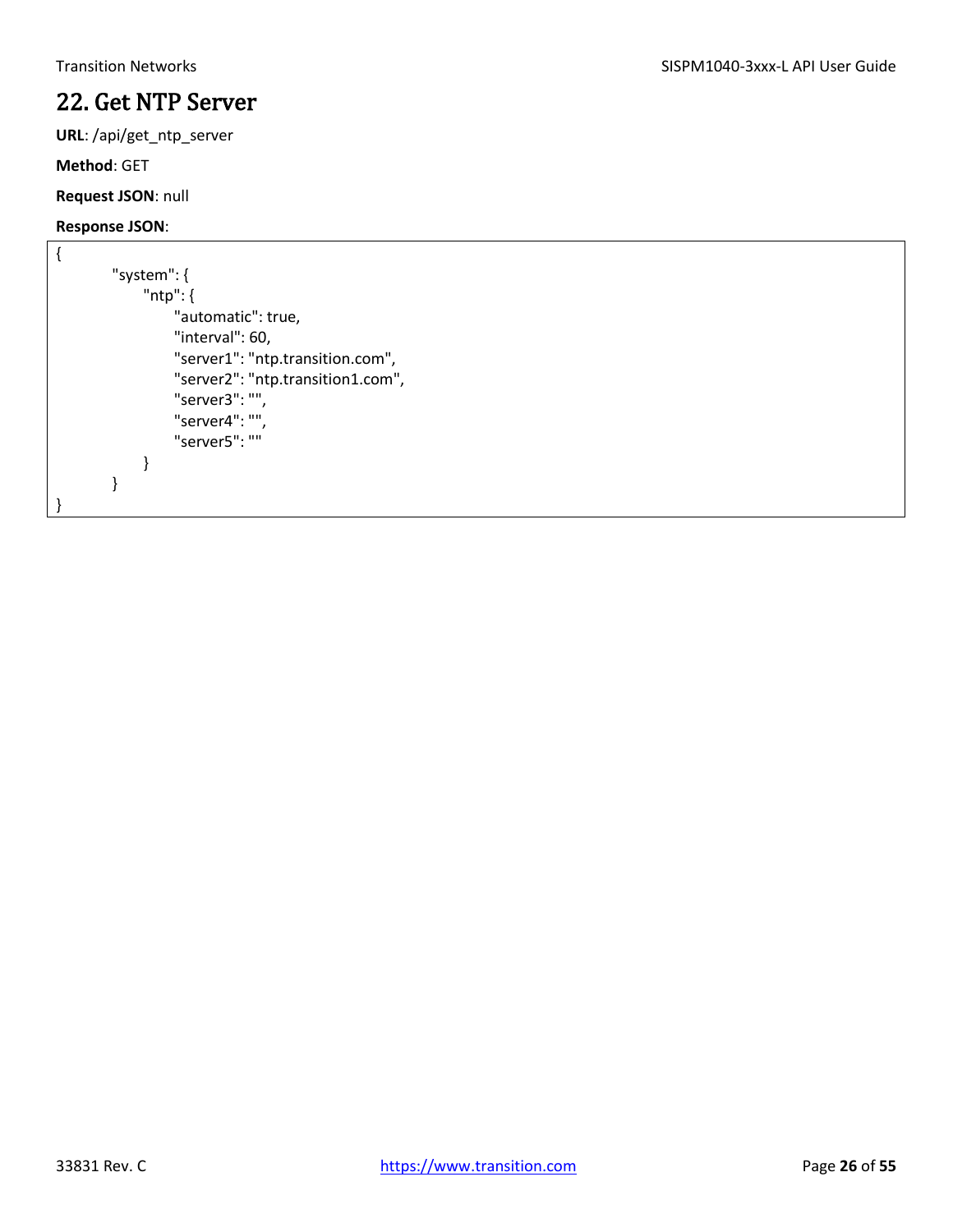## 22. Get NTP Server

**URL**: /api/get_ntp_server

**Method**: GET

**Request JSON**: null

**Response JSON**:

```
{
        "system": {
              "ntp": {
                    "automatic": true,
                    "interval": 60,
                    "server1": "ntp.transition.com",
                    "server2": "ntp.transition1.com",
                    "server3": "",
                    "server4": "",
                    "server5": ""
              }
        }
}
```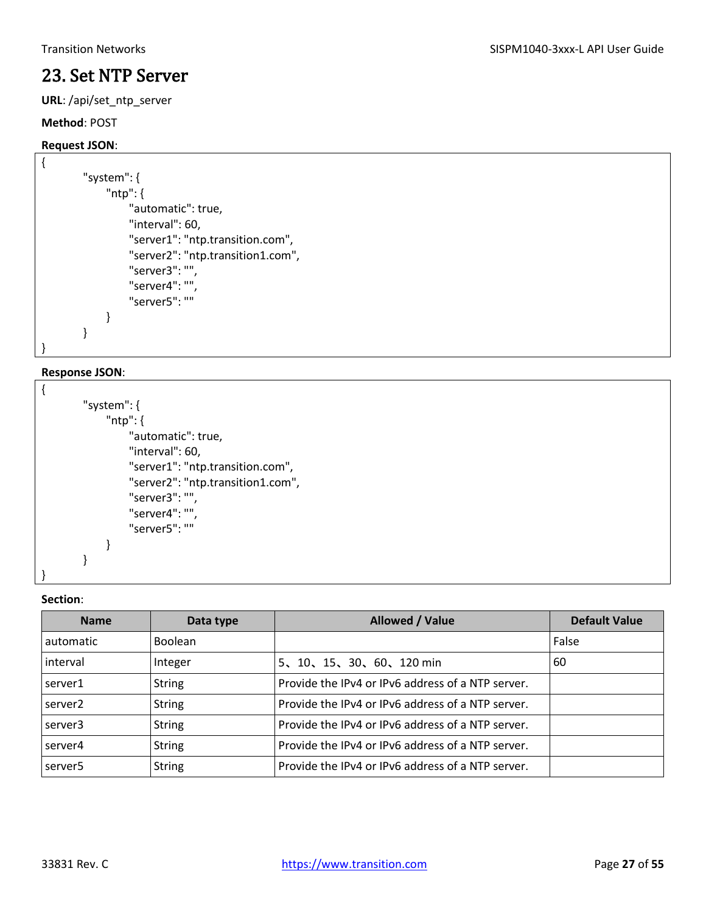## 23. Set NTP Server

**URL**: /api/set_ntp_server

**Method**: POST

**Request JSON**:

```
{
    "system": {
        "ntp": {
            "automatic": true,
            "interval": 60,
            "server1": "ntp.transition.com",
            "server2": "ntp.transition1.com",
            "server3": "",
            "server4": "",
            "server5": ""
        }
    }
}
```

**Response JSON**:

```
{
    "system": {
        "ntp": {
            "automatic": true,
            "interval": 60,
            "server1": "ntp.transition.com",
            "server2": "ntp.transition1.com",
            "server3": "",
            "server4": "",
            "server5": ""
        }
    }
}
```

**Section**:

| Name | Data type | Allowed / Value | Default Value |
|---|---|---|---|
| automatic | Boolean | | False |
| interval | Integer | 5、10、15、30、60、120 min | 60 |
| server1 | String | Provide the IPv4 or IPv6 address of a NTP server. | |
| server2 | String | Provide the IPv4 or IPv6 address of a NTP server. | |
| server3 | String | Provide the IPv4 or IPv6 address of a NTP server. | |
| server4 | String | Provide the IPv4 or IPv6 address of a NTP server. | |
| server5 | String | Provide the IPv4 or IPv6 address of a NTP server. | |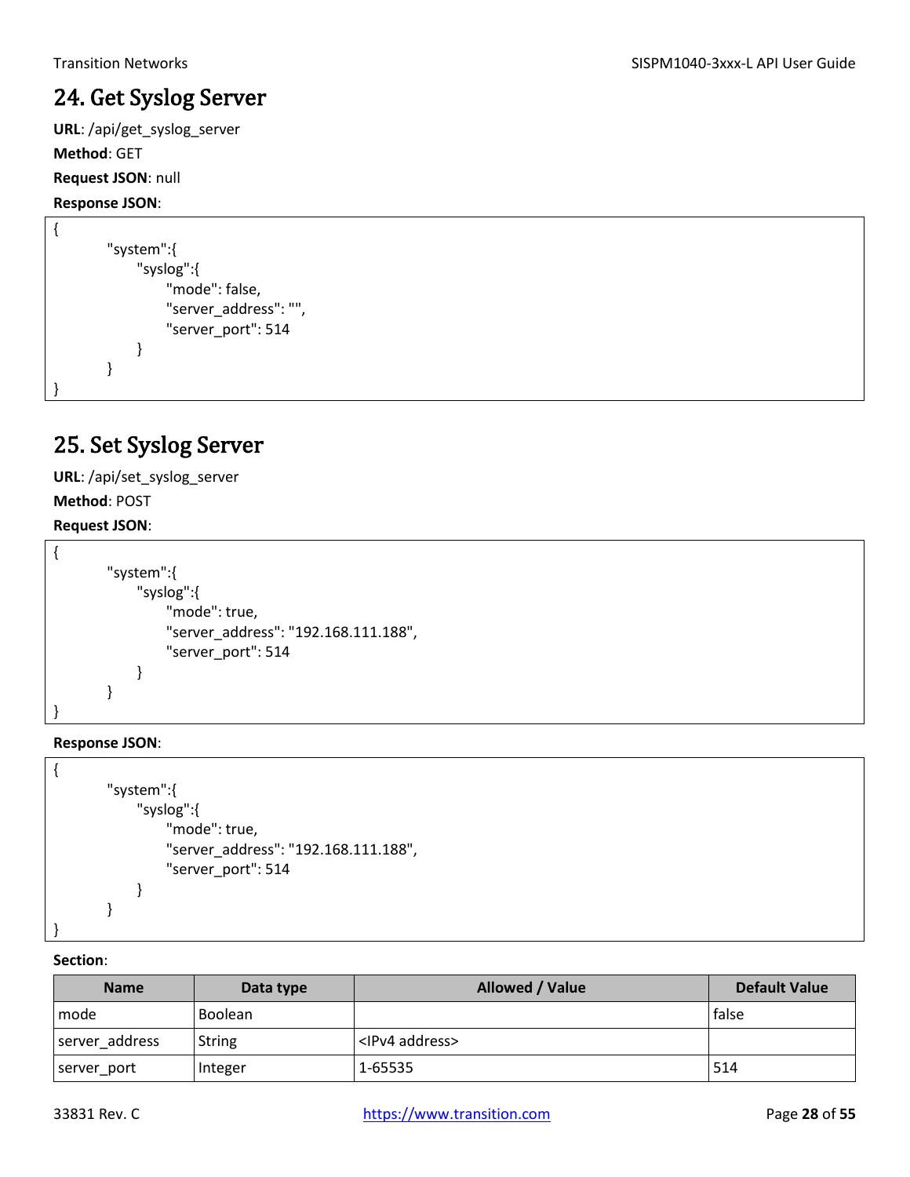## 24. Get Syslog Server

**URL**: /api/get_syslog_server

**Method**: GET

**Request JSON**: null

**Response JSON**:

```
{
        "system":{
            "syslog":{
                "mode": false,
                "server_address": "",
                "server_port": 514
            }
        }
}
```

## 25. Set Syslog Server

**URL**: /api/set_syslog_server

**Method**: POST

**Request JSON**:

```
{
        "system":{
            "syslog":{
                "mode": true,
                "server_address": "192.168.111.188",
                "server_port": 514
            }
        }
}
```

**Response JSON**:

```
{
        "system":{
            "syslog":{
                "mode": true,
                "server_address": "192.168.111.188",
                "server_port": 514
            }
        }
}
```

**Section**:

| Name | Data type | Allowed / Value | Default Value |
|---|---|---|---|
| mode | Boolean | | false |
| server_address | String | <IPv4 address> | |
| server_port | Integer | 1-65535 | 514 |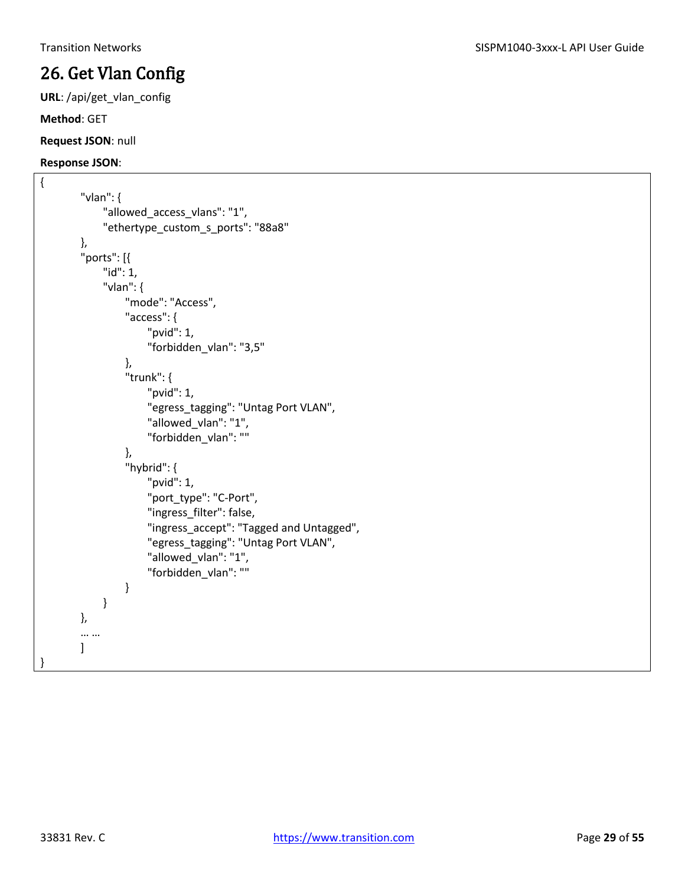# 26. Get Vlan Config

**URL**: /api/get_vlan_config

**Method**: GET

**Request JSON**: null

**Response JSON**:

```
{
        "vlan": {
              "allowed_access_vlans": "1",
              "ethertype_custom_s_ports": "88a8"
        },
        "ports": [{
              "id": 1,
              "vlan": {
                    "mode": "Access",
                    "access": {
                          "pvid": 1,
                          "forbidden_vlan": "3,5"
                    },
                    "trunk": {
                          "pvid": 1,
                          "egress_tagging": "Untag Port VLAN",
                          "allowed_vlan": "1",
                          "forbidden_vlan": ""
                    },
                    "hybrid": {
                          "pvid": 1,
                          "port_type": "C-Port",
                          "ingress_filter": false,
                          "ingress_accept": "Tagged and Untagged",
                          "egress_tagging": "Untag Port VLAN",
                          "allowed_vlan": "1",
                          "forbidden_vlan": ""
                    }
              }
        },
        … …
        ]
}
```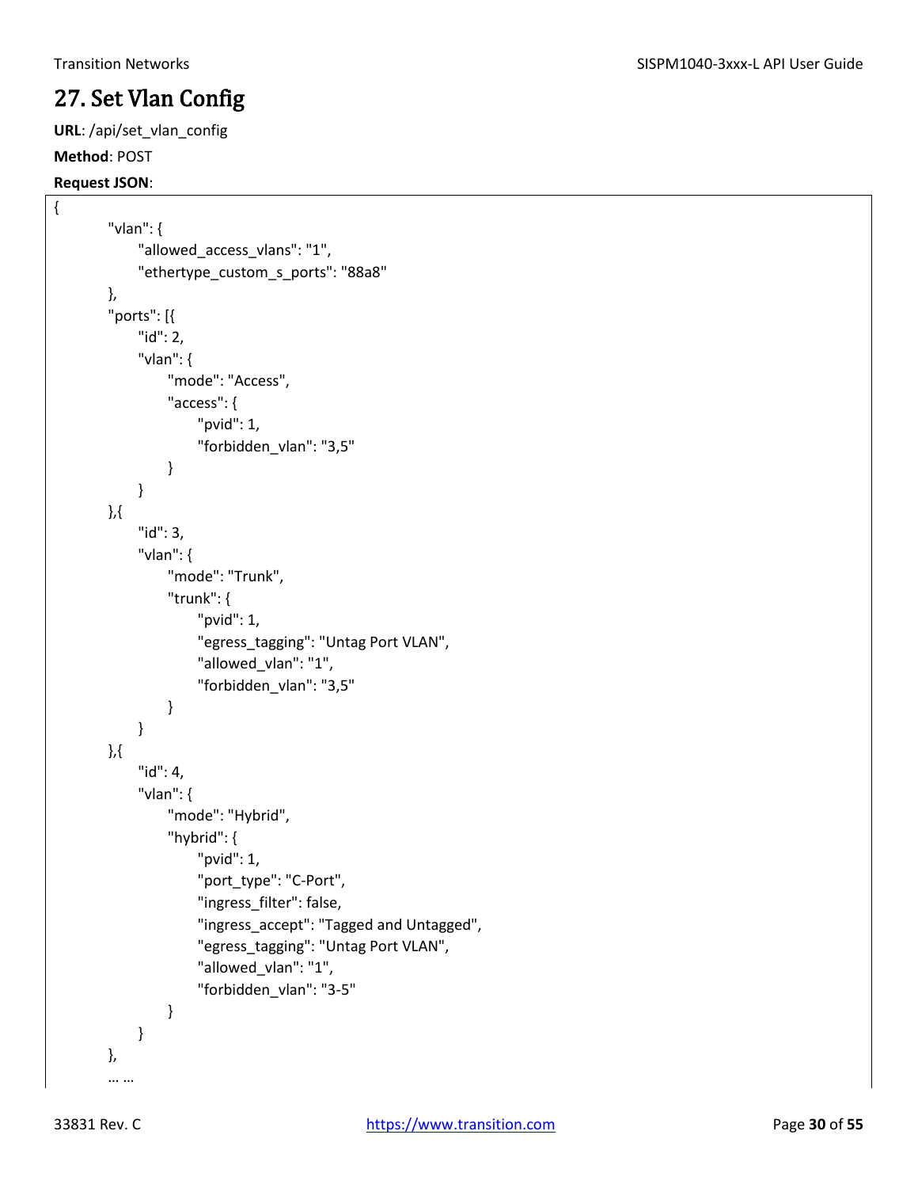# 27. Set Vlan Config

**URL**: /api/set_vlan_config

**Method**: POST

**Request JSON**:

```
{
        "vlan": {
              "allowed_access_vlans": "1",
              "ethertype_custom_s_ports": "88a8"
        },
        "ports": [{
              "id": 2,
              "vlan": {
                    "mode": "Access",
                    "access": {
                          "pvid": 1,
                          "forbidden_vlan": "3,5"
                    }
              }
        },{
              "id": 3,
              "vlan": {
                    "mode": "Trunk",
                    "trunk": {
                          "pvid": 1,
                          "egress_tagging": "Untag Port VLAN",
                          "allowed_vlan": "1",
                          "forbidden_vlan": "3,5"
                    }
              }
        },{
              "id": 4,
              "vlan": {
                    "mode": "Hybrid",
                    "hybrid": {
                          "pvid": 1,
                          "port_type": "C-Port",
                          "ingress_filter": false,
                          "ingress_accept": "Tagged and Untagged",
                          "egress_tagging": "Untag Port VLAN",
                          "allowed_vlan": "1",
                          "forbidden_vlan": "3-5"
                    }
              }
        },
        … …
```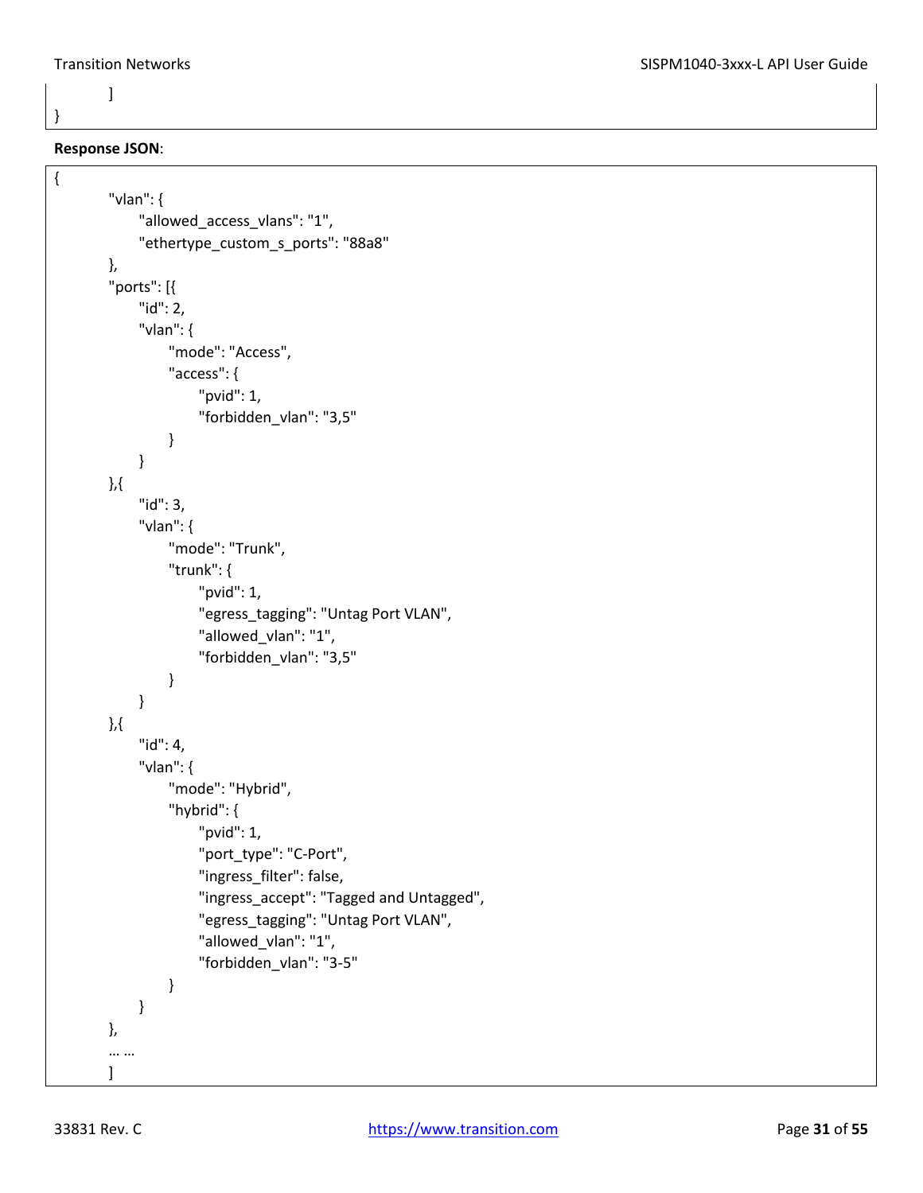```
    ]
}
```

**Response JSON**:

```
{
    "vlan": {
        "allowed_access_vlans": "1",
        "ethertype_custom_s_ports": "88a8"
    },
    "ports": [{
        "id": 2,
        "vlan": {
            "mode": "Access",
            "access": {
                "pvid": 1,
                "forbidden_vlan": "3,5"
            }
        }
    },{
        "id": 3,
        "vlan": {
            "mode": "Trunk",
            "trunk": {
                "pvid": 1,
                "egress_tagging": "Untag Port VLAN",
                "allowed_vlan": "1",
                "forbidden_vlan": "3,5"
            }
        }
    },{
        "id": 4,
        "vlan": {
            "mode": "Hybrid",
            "hybrid": {
                "pvid": 1,
                "port_type": "C-Port",
                "ingress_filter": false,
                "ingress_accept": "Tagged and Untagged",
                "egress_tagging": "Untag Port VLAN",
                "allowed_vlan": "1",
                "forbidden_vlan": "3-5"
            }
        }
    },
    … …
    ]
```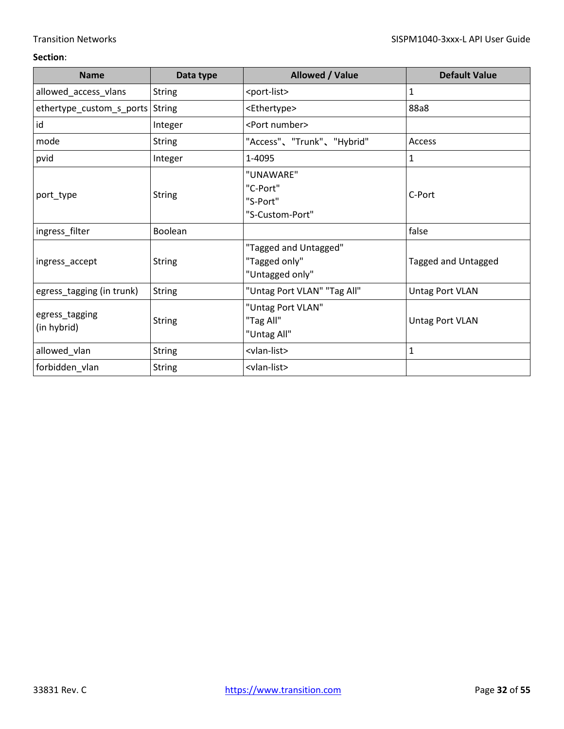**Section**:

| Name | Data type | Allowed / Value | Default Value |
|---|---|---|---|
| allowed_access_vlans | String | <port-list> | 1 |
| ethertype_custom_s_ports | String | <Ethertype> | 88a8 |
| id | Integer | <Port number> | |
| mode | String | "Access"、"Trunk"、"Hybrid" | Access |
| pvid | Integer | 1-4095 | 1 |
| port_type | String | "UNAWARE"<br>"C-Port"<br>"S-Port"<br>"S-Custom-Port" | C-Port |
| ingress_filter | Boolean | | false |
| ingress_accept | String | "Tagged and Untagged"<br>"Tagged only"<br>"Untagged only" | Tagged and Untagged |
| egress_tagging (in trunk) | String | "Untag Port VLAN" "Tag All" | Untag Port VLAN |
| egress_tagging (in hybrid) | String | "Untag Port VLAN"<br>"Tag All"<br>"Untag All" | Untag Port VLAN |
| allowed_vlan | String | <vlan-list> | 1 |
| forbidden_vlan | String | <vlan-list> | |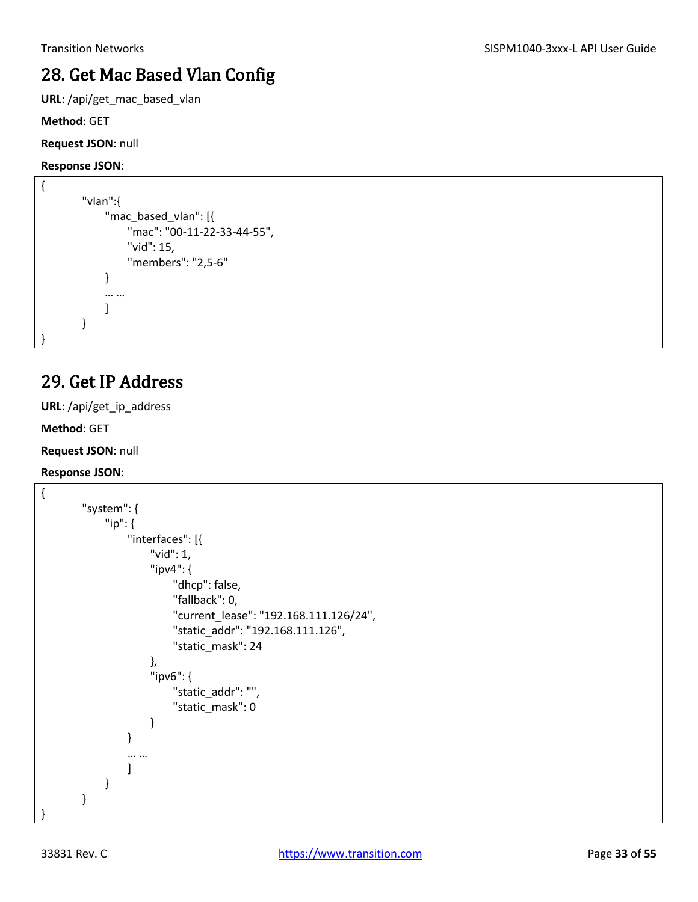## 28. Get Mac Based Vlan Config

**URL**: /api/get_mac_based_vlan

**Method**: GET

**Request JSON**: null

**Response JSON**:

```
{
        "vlan":{
              "mac_based_vlan": [{
                    "mac": "00-11-22-33-44-55",
                    "vid": 15,
                    "members": "2,5-6"
              }
              … …
              ]
        }
}
```

## 29. Get IP Address

**URL**: /api/get_ip_address

**Method**: GET

**Request JSON**: null

**Response JSON**:

```
{
        "system": {
              "ip": {
                    "interfaces": [{
                          "vid": 1,
                          "ipv4": {
                                "dhcp": false,
                                "fallback": 0,
                                "current_lease": "192.168.111.126/24",
                                "static_addr": "192.168.111.126",
                                "static_mask": 24
                          },
                          "ipv6": {
                                "static_addr": "",
                                "static_mask": 0
                          }
                    }
                    … …
                    ]
              }
        }
}
```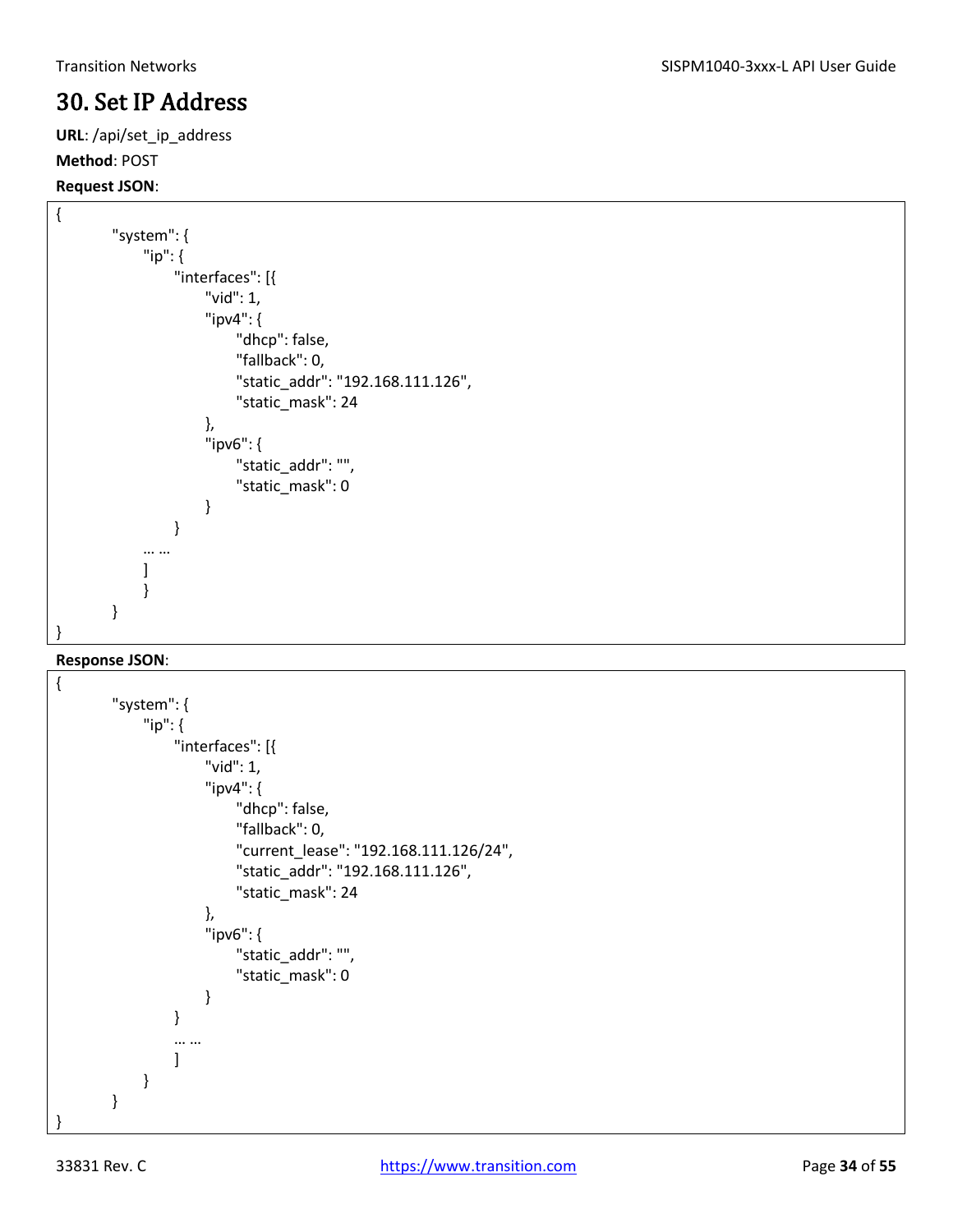# 30. Set IP Address

**URL**: /api/set_ip_address

**Method**: POST

**Request JSON**:

```
{
        "system": {
            "ip": {
                "interfaces": [{
                    "vid": 1,
                    "ipv4": {
                        "dhcp": false,
                        "fallback": 0,
                        "static_addr": "192.168.111.126",
                        "static_mask": 24
                    },
                    "ipv6": {
                        "static_addr": "",
                        "static_mask": 0
                    }
                }
            … …
            ]
            }
        }
}
```

**Response JSON**:

```
{
        "system": {
            "ip": {
                "interfaces": [{
                    "vid": 1,
                    "ipv4": {
                        "dhcp": false,
                        "fallback": 0,
                        "current_lease": "192.168.111.126/24",
                        "static_addr": "192.168.111.126",
                        "static_mask": 24
                    },
                    "ipv6": {
                        "static_addr": "",
                        "static_mask": 0
                    }
                }
                … …
                ]
            }
        }
}
```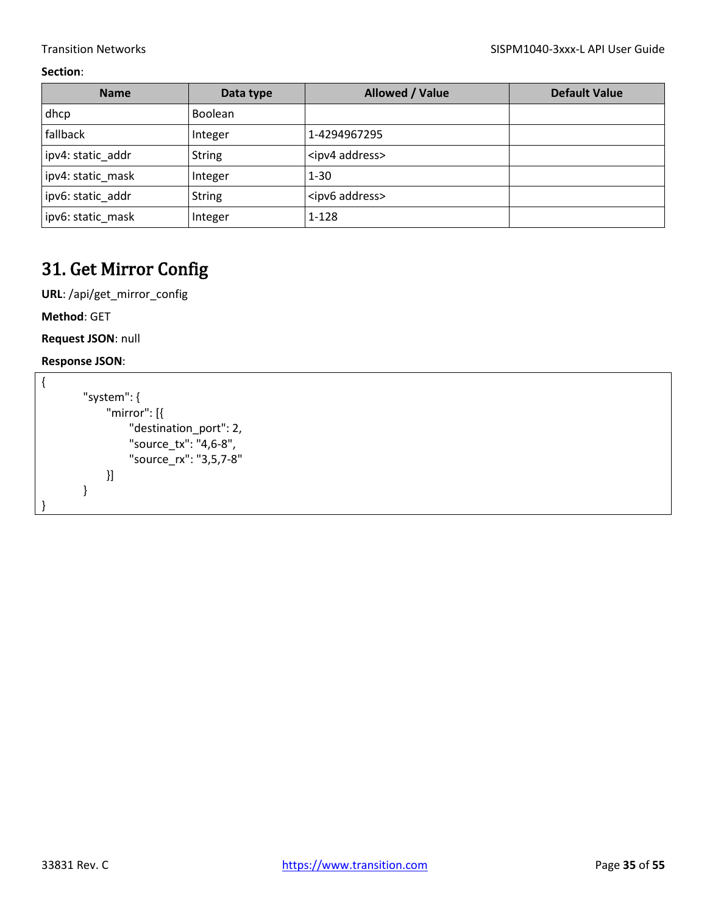**Section**:

| Name | Data type | Allowed / Value | Default Value |
| --- | --- | --- | --- |
| dhcp | Boolean | | |
| fallback | Integer | 1-4294967295 | |
| ipv4: static_addr | String | <ipv4 address> | |
| ipv4: static_mask | Integer | 1-30 | |
| ipv6: static_addr | String | <ipv6 address> | |
| ipv6: static_mask | Integer | 1-128 | |

# 31. Get Mirror Config

**URL**: /api/get_mirror_config

**Method**: GET

**Request JSON**: null

**Response JSON**:

```
{
        "system": {
            "mirror": [{
                "destination_port": 2,
                "source_tx": "4,6-8",
                "source_rx": "3,5,7-8"
            }]
        }
}
```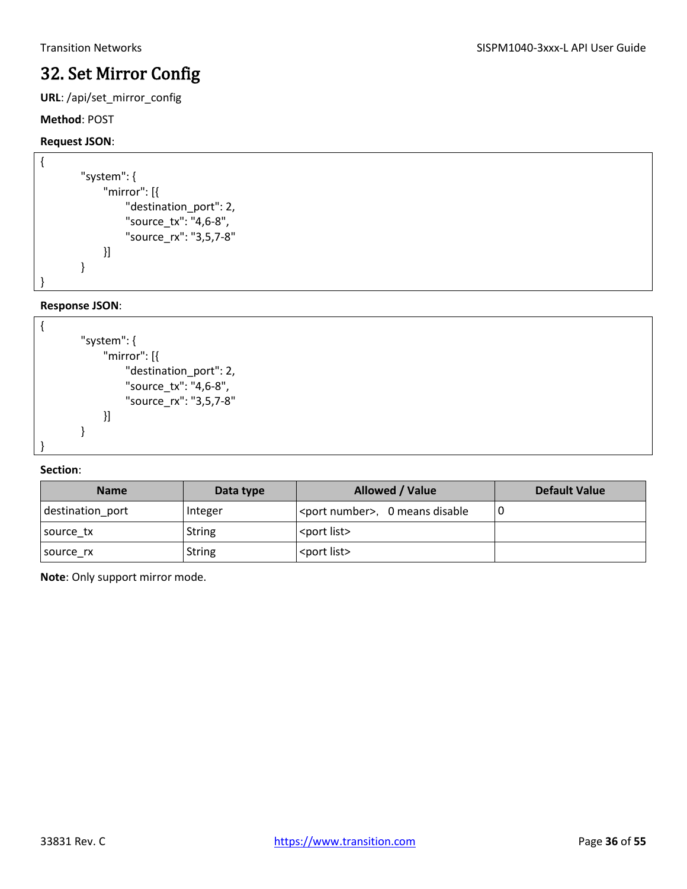# 32. Set Mirror Config

**URL**: /api/set_mirror_config

**Method**: POST

**Request JSON**:

```
{
        "system": {
            "mirror": [{
                "destination_port": 2,
                "source_tx": "4,6-8",
                "source_rx": "3,5,7-8"
            }]
        }
}
```

**Response JSON**:

```
{
        "system": {
            "mirror": [{
                "destination_port": 2,
                "source_tx": "4,6-8",
                "source_rx": "3,5,7-8"
            }]
        }
}
```

**Section**:

| Name | Data type | Allowed / Value | Default Value |
|---|---|---|---|
| destination_port | Integer | <port number>, 0 means disable | 0 |
| source_tx | String | <port list> | |
| source_rx | String | <port list> | |

**Note**: Only support mirror mode.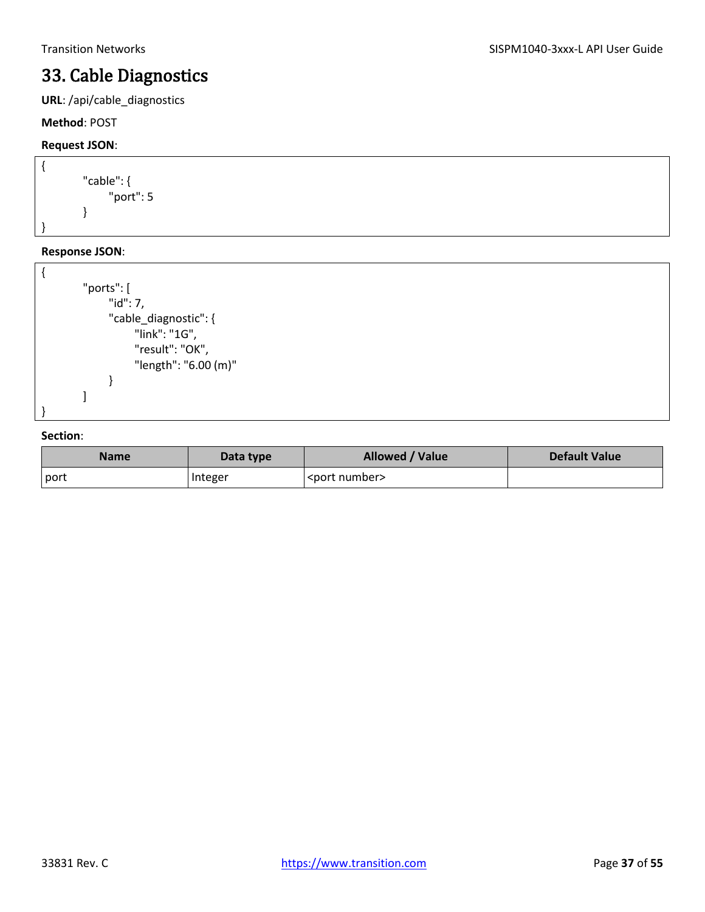# 33. Cable Diagnostics

**URL**: /api/cable_diagnostics

**Method**: POST

**Request JSON**:

```
{
        "cable": {
            "port": 5
        }
}
```

**Response JSON**:

```
{
        "ports": [
            "id": 7,
            "cable_diagnostic": {
                "link": "1G",
                "result": "OK",
                "length": "6.00 (m)"
            }
        ]
}
```

**Section**:

| Name | Data type | Allowed / Value | Default Value |
|---|---|---|---|
| port | Integer | <port number> | |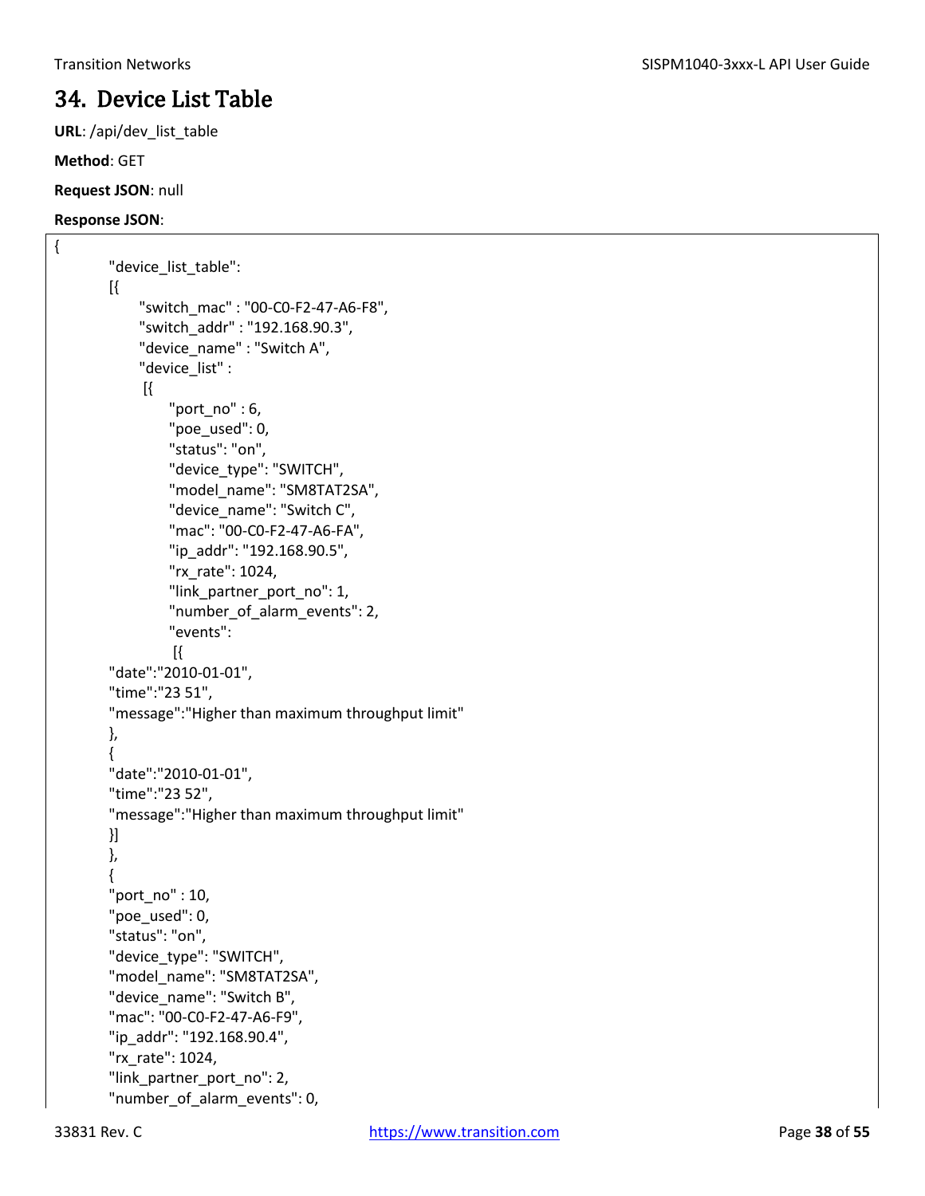# 34. Device List Table

**URL**: /api/dev_list_table

**Method**: GET

**Request JSON**: null

**Response JSON**:

```
{
        "device_list_table":
        [{
              "switch_mac" : "00-C0-F2-47-A6-F8",
              "switch_addr" : "192.168.90.3",
              "device_name" : "Switch A",
              "device_list" :
               [{
                     "port_no" : 6,
                     "poe_used": 0,
                     "status": "on",
                     "device_type": "SWITCH",
                     "model_name": "SM8TAT2SA",
                     "device_name": "Switch C",
                     "mac": "00-C0-F2-47-A6-FA",
                     "ip_addr": "192.168.90.5",
                     "rx_rate": 1024,
                     "link_partner_port_no": 1,
                     "number_of_alarm_events": 2,
                     "events":
                      [{
        "date":"2010-01-01",
        "time":"23 51",
        "message":"Higher than maximum throughput limit"
        },
        {
        "date":"2010-01-01",
        "time":"23 52",
        "message":"Higher than maximum throughput limit"
        }]
        },
        {
        "port_no" : 10,
        "poe_used": 0,
        "status": "on",
        "device_type": "SWITCH",
        "model_name": "SM8TAT2SA",
        "device_name": "Switch B",
        "mac": "00-C0-F2-47-A6-F9",
        "ip_addr": "192.168.90.4",
        "rx_rate": 1024,
        "link_partner_port_no": 2,
        "number_of_alarm_events": 0,
```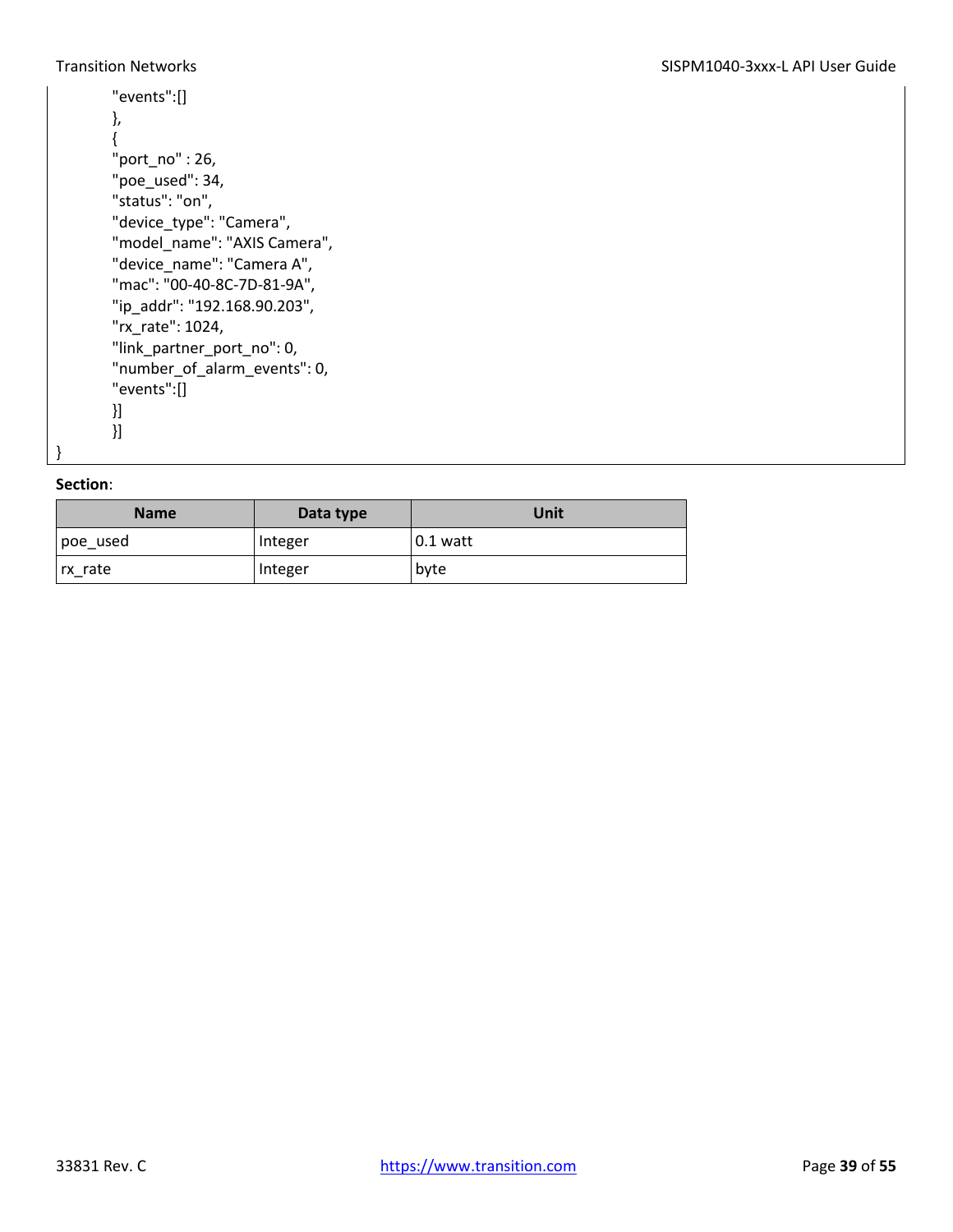```
        "events":[]
        },
        {
        "port_no" : 26,
        "poe_used": 34,
        "status": "on",
        "device_type": "Camera",
        "model_name": "AXIS Camera",
        "device_name": "Camera A",
        "mac": "00-40-8C-7D-81-9A",
        "ip_addr": "192.168.90.203",
        "rx_rate": 1024,
        "link_partner_port_no": 0,
        "number_of_alarm_events": 0,
        "events":[]
        }]
        }]
}
```

**Section**:

| Name | Data type | Unit |
|---|---|---|
| poe_used | Integer | 0.1 watt |
| rx_rate | Integer | byte |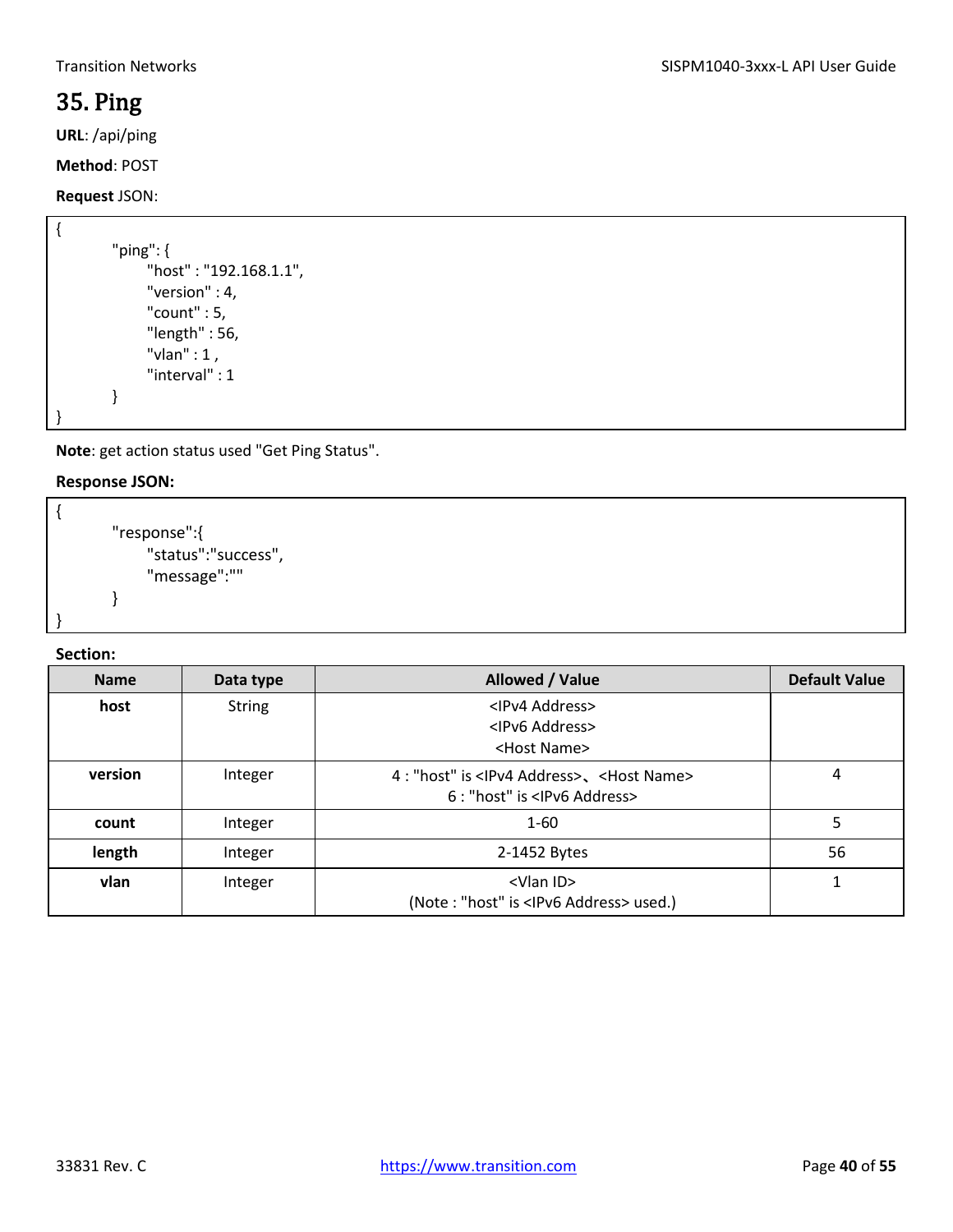# 35. Ping

**URL**: /api/ping

**Method**: POST

**Request** JSON:

```
{
        "ping": {
            "host" : "192.168.1.1",
            "version" : 4,
            "count" : 5,
            "length" : 56,
            "vlan" : 1 ,
            "interval" : 1
        }
}
```

**Note**: get action status used "Get Ping Status".

**Response JSON:**

```
{
        "response":{
            "status":"success",
            "message":""
        }
}
```

**Section:**

| Name | Data type | Allowed / Value | Default Value |
|---|---|---|---|
| **host** | String | <IPv4 Address><br><IPv6 Address><br><Host Name> | |
| **version** | Integer | 4 : "host" is <IPv4 Address>、<Host Name><br>6 : "host" is <IPv6 Address> | 4 |
| **count** | Integer | 1-60 | 5 |
| **length** | Integer | 2-1452 Bytes | 56 |
| **vlan** | Integer | <Vlan ID><br>(Note : "host" is <IPv6 Address> used.) | 1 |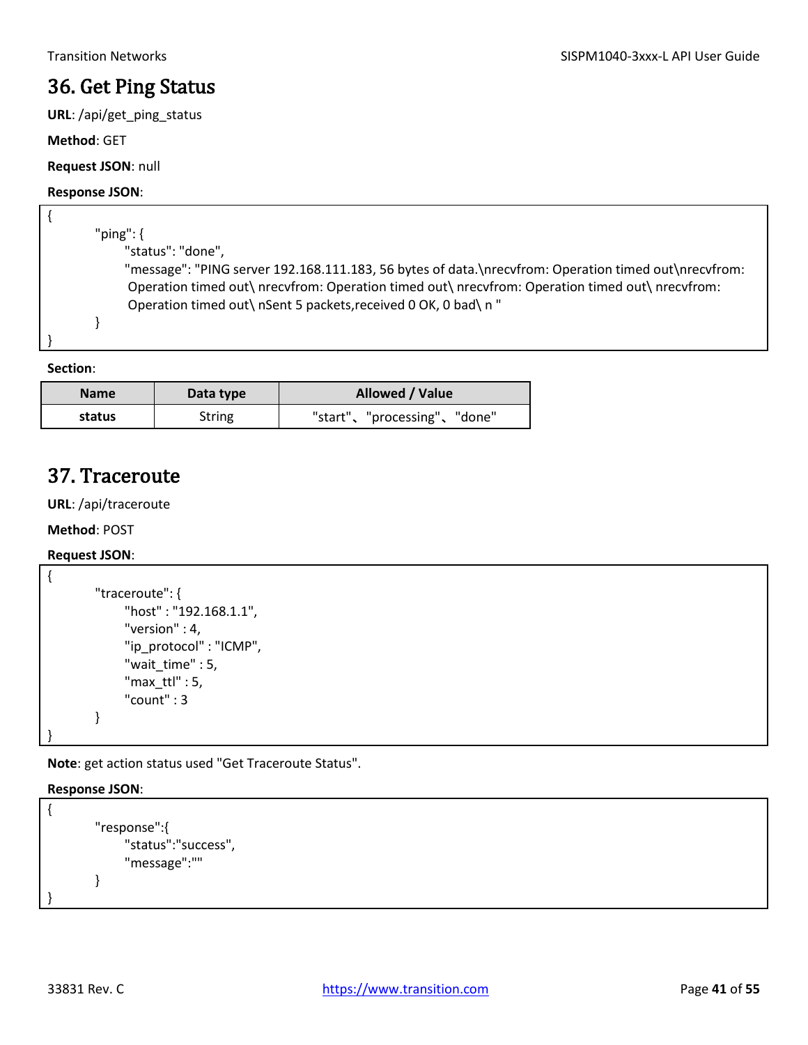## 36. Get Ping Status

**URL**: /api/get_ping_status

**Method**: GET

**Request JSON**: null

**Response JSON**:

```
{
        "ping": {
            "status": "done",
            "message": "PING server 192.168.111.183, 56 bytes of data.\nrecvfrom: Operation timed out\nrecvfrom: Operation timed out\ nrecvfrom: Operation timed out\ nrecvfrom: Operation timed out\ nrecvfrom: Operation timed out\ nSent 5 packets,received 0 OK, 0 bad\ n "
        }
}
```

**Section**:

| Name | Data type | Allowed / Value |
|---|---|---|
| **status** | String | "start"、"processing"、"done" |

## 37. Traceroute

**URL**: /api/traceroute

**Method**: POST

**Request JSON**:

```
{
        "traceroute": {
            "host" : "192.168.1.1",
            "version" : 4,
            "ip_protocol" : "ICMP",
            "wait_time" : 5,
            "max_ttl" : 5,
            "count" : 3
        }
}
```

**Note**: get action status used "Get Traceroute Status".

**Response JSON**:

```
{
        "response":{
            "status":"success",
            "message":""
        }
}
```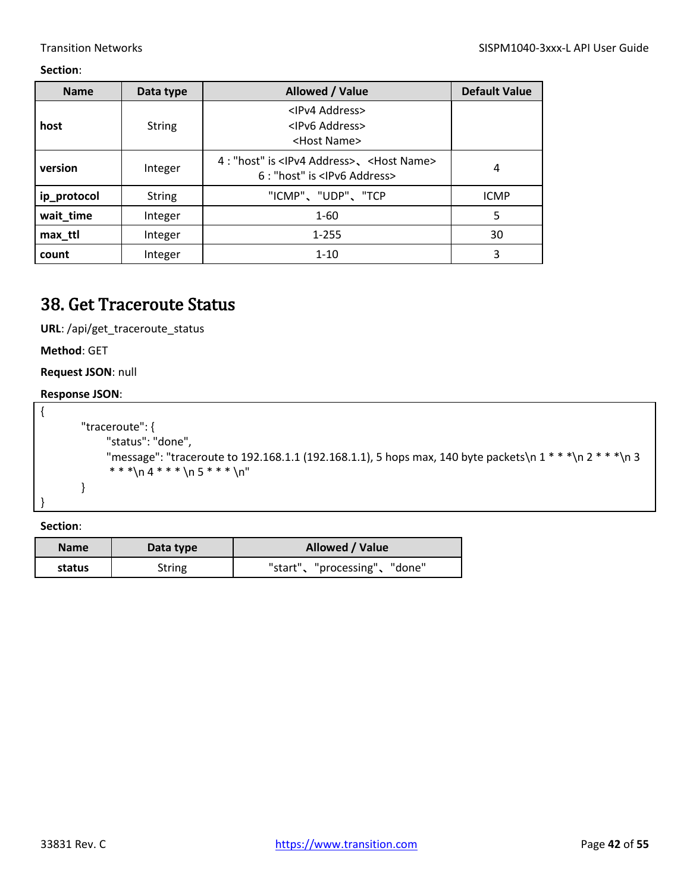**Section**:

| Name | Data type | Allowed / Value | Default Value |
| --- | --- | --- | --- |
| **host** | String | <IPv4 Address><br><IPv6 Address><br><Host Name> | |
| **version** | Integer | 4 : "host" is <IPv4 Address>、<Host Name><br>6 : "host" is <IPv6 Address> | 4 |
| **ip_protocol** | String | "ICMP"、"UDP"、"TCP | ICMP |
| **wait_time** | Integer | 1-60 | 5 |
| **max_ttl** | Integer | 1-255 | 30 |
| **count** | Integer | 1-10 | 3 |

# 38. Get Traceroute Status

**URL**: /api/get_traceroute_status

**Method**: GET

**Request JSON**: null

**Response JSON**:

```
{
        "traceroute": {
              "status": "done",
              "message": "traceroute to 192.168.1.1 (192.168.1.1), 5 hops max, 140 byte packets\n 1 * * *\n 2 * * *\n 3
               * * *\n 4 * * * \n 5 * * * \n"
        }
}
```

**Section**:

| Name | Data type | Allowed / Value |
| --- | --- | --- |
| **status** | String | "start"、"processing"、"done" |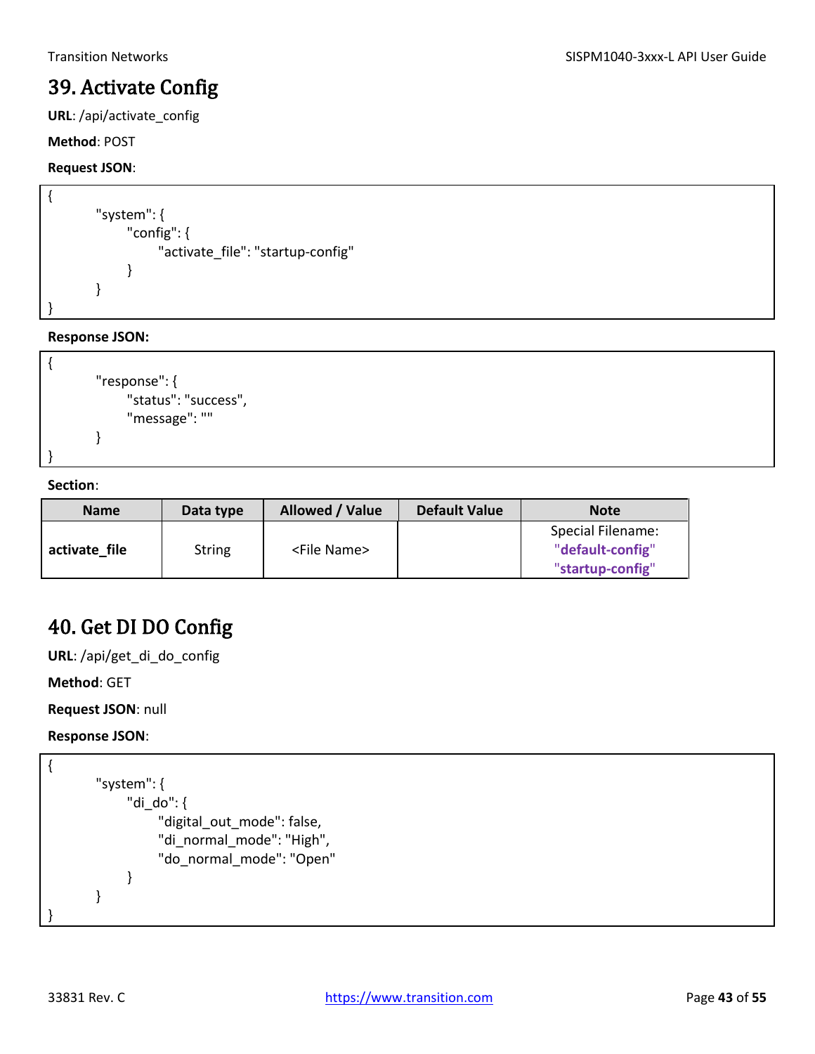# 39. Activate Config

**URL**: /api/activate_config

**Method**: POST

**Request JSON**:

```
{
        "system": {
              "config": {
                    "activate_file": "startup-config"
              }
        }
}
```

**Response JSON:**

```
{
        "response": {
              "status": "success",
              "message": ""
        }
}
```

**Section**:

| Name | Data type | Allowed / Value | Default Value | Note |
|---|---|---|---|---|
| **activate_file** | String | <File Name> | | Special Filename: "**default-config**" "**startup-config**" |

# 40. Get DI DO Config

**URL**: /api/get_di_do_config

**Method**: GET

**Request JSON**: null

**Response JSON**:

```
{
        "system": {
              "di_do": {
                    "digital_out_mode": false,
                    "di_normal_mode": "High",
                    "do_normal_mode": "Open"
              }
        }
}
```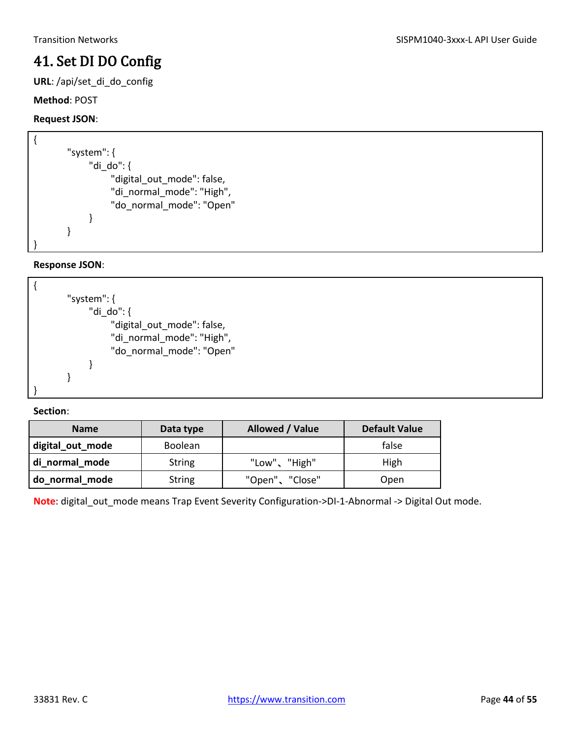# 41. Set DI DO Config

**URL**: /api/set_di_do_config

**Method**: POST

**Request JSON**:

```
{
        "system": {
            "di_do": {
                "digital_out_mode": false,
                "di_normal_mode": "High",
                "do_normal_mode": "Open"
            }
        }
}
```

**Response JSON**:

```
{
        "system": {
            "di_do": {
                "digital_out_mode": false,
                "di_normal_mode": "High",
                "do_normal_mode": "Open"
            }
        }
}
```

**Section**:

| Name | Data type | Allowed / Value | Default Value |
|---|---|---|---|
| **digital_out_mode** | Boolean | | false |
| **di_normal_mode** | String | "Low"、"High" | High |
| **do_normal_mode** | String | "Open"、"Close" | Open |

**Note**: digital_out_mode means Trap Event Severity Configuration->DI-1-Abnormal -> Digital Out mode.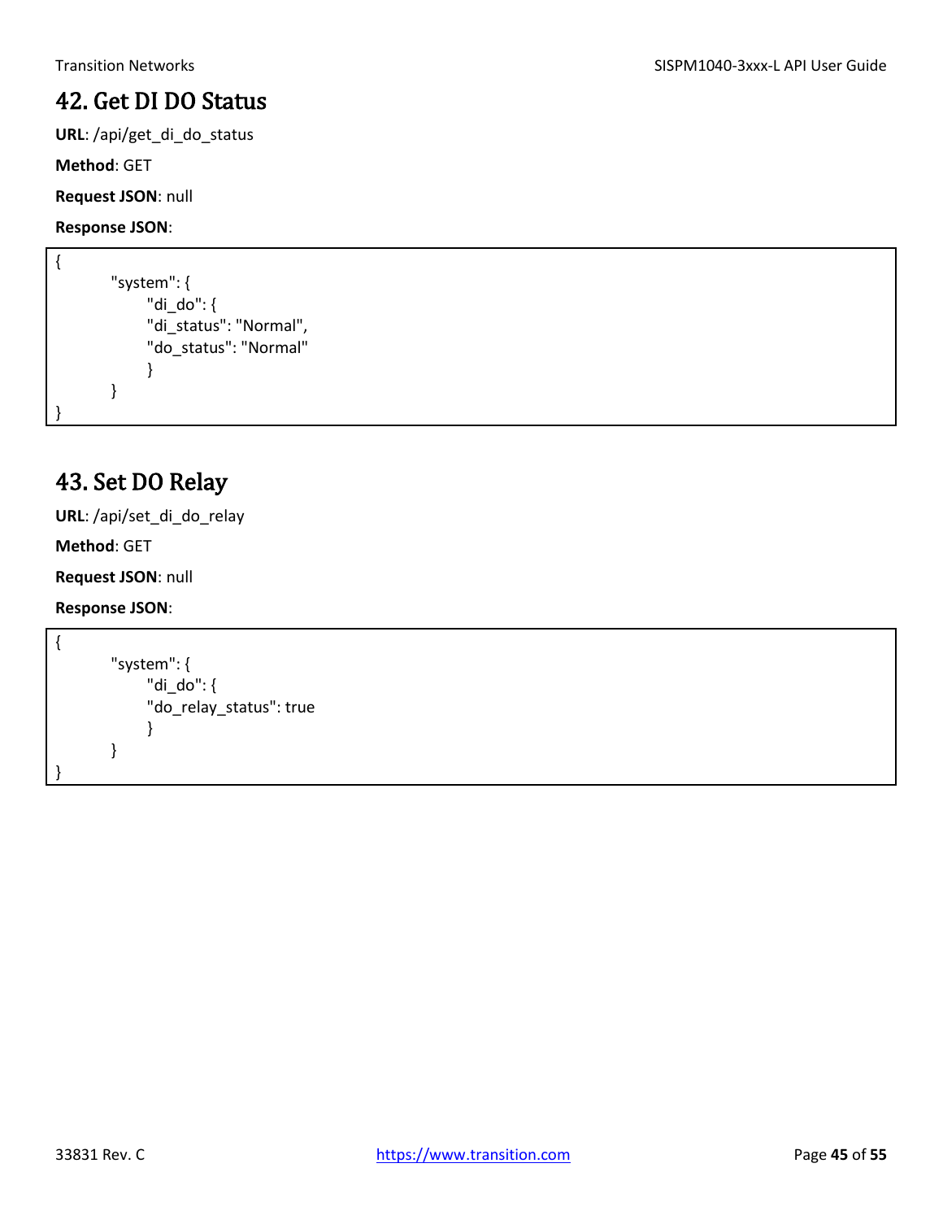# 42. Get DI DO Status

**URL**: /api/get_di_do_status

**Method**: GET

**Request JSON**: null

**Response JSON**:

```
{
        "system": {
            "di_do": {
            "di_status": "Normal",
            "do_status": "Normal"
            }
        }
}
```

# 43. Set DO Relay

**URL**: /api/set_di_do_relay

**Method**: GET

**Request JSON**: null

**Response JSON**:

```
{
        "system": {
            "di_do": {
            "do_relay_status": true
            }
        }
}
```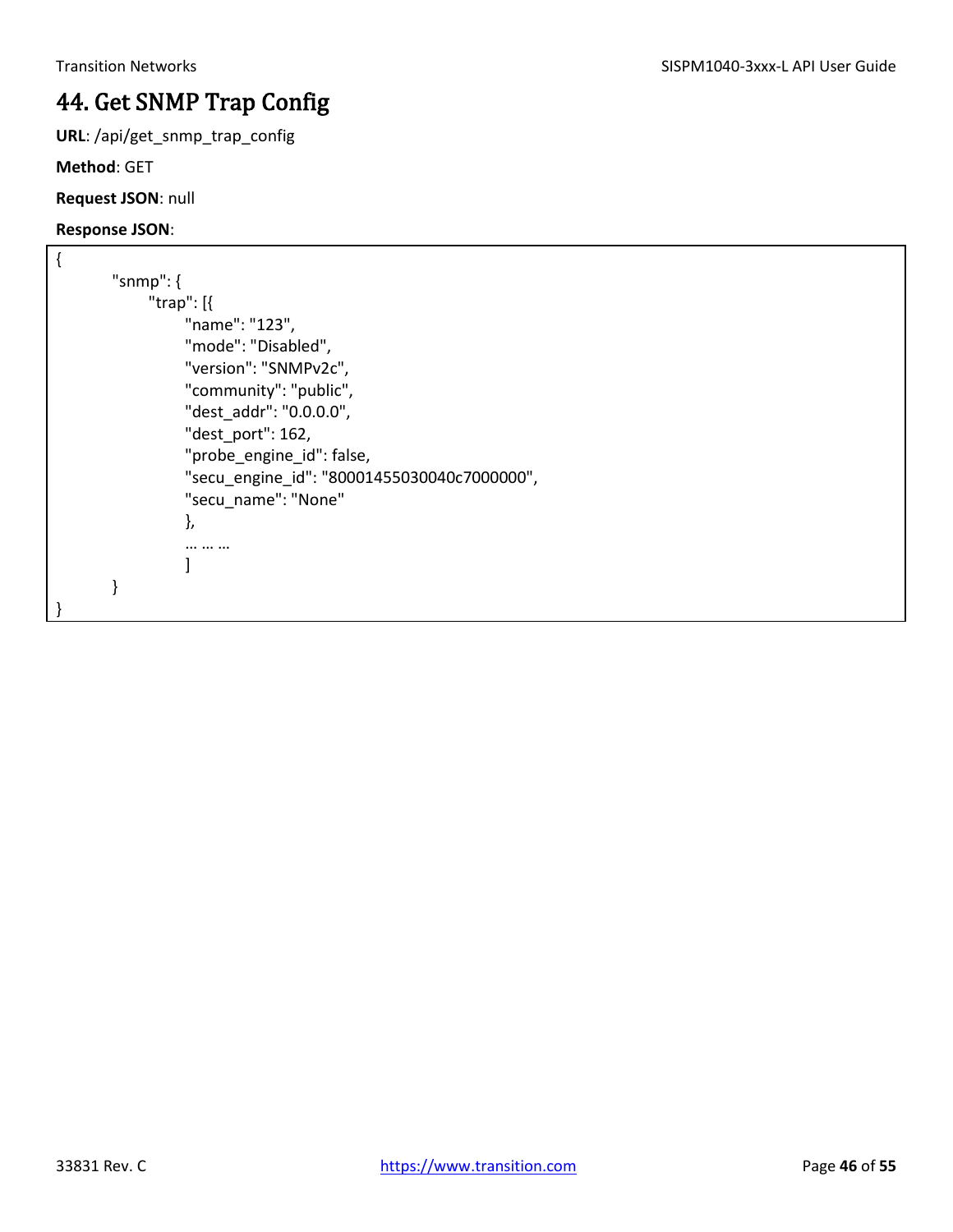# 44. Get SNMP Trap Config

**URL**: /api/get_snmp_trap_config

**Method**: GET

**Request JSON**: null

**Response JSON**:

```
{
        "snmp": {
              "trap": [{
                    "name": "123",
                    "mode": "Disabled",
                    "version": "SNMPv2c",
                    "community": "public",
                    "dest_addr": "0.0.0.0",
                    "dest_port": 162,
                    "probe_engine_id": false,
                    "secu_engine_id": "80001455030040c7000000",
                    "secu_name": "None"
                    },
                    … … …
                    ]
        }
}
```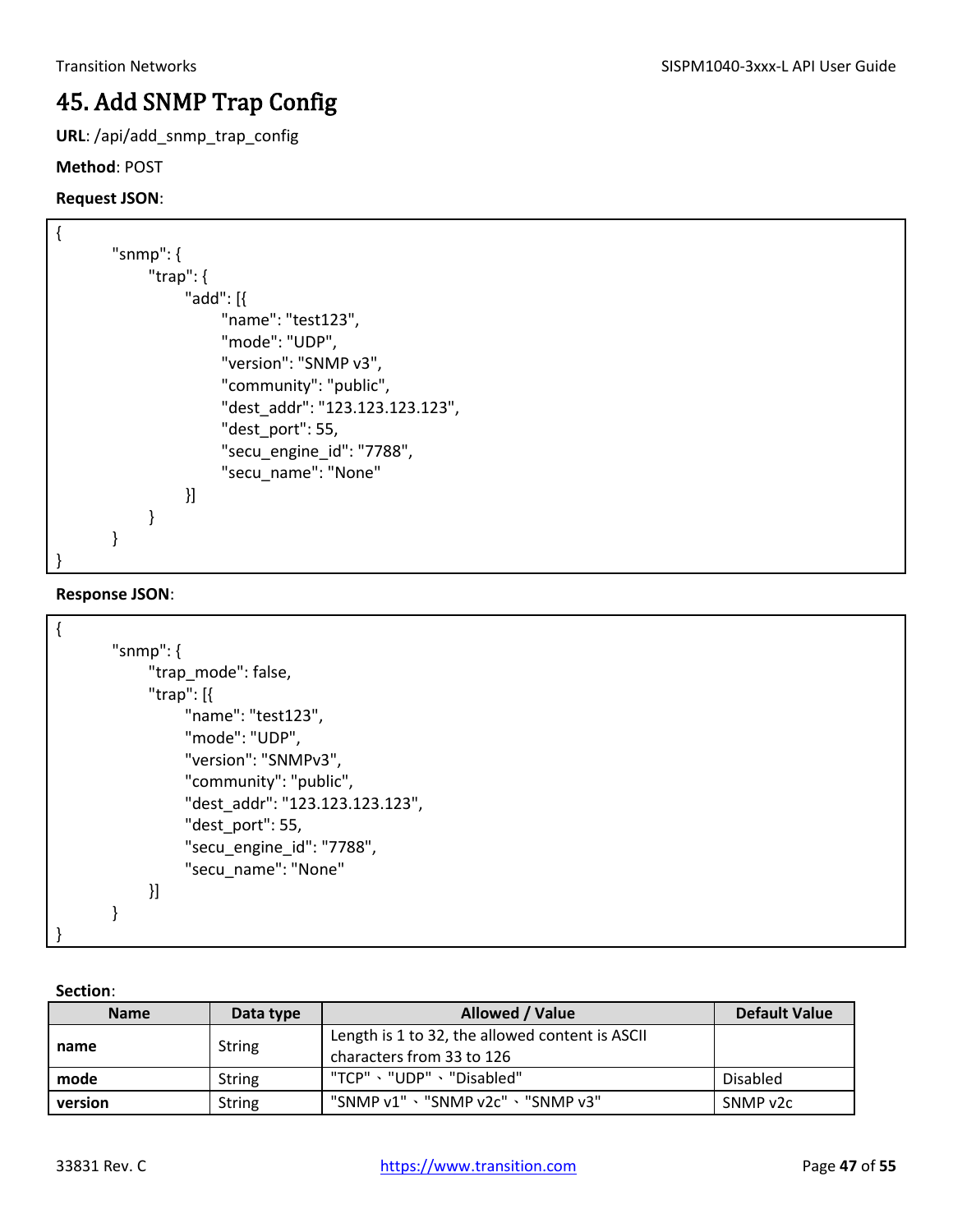# 45. Add SNMP Trap Config

**URL**: /api/add_snmp_trap_config

**Method**: POST

**Request JSON**:

```
{
        "snmp": {
                "trap": {
                        "add": [{
                                "name": "test123",
                                "mode": "UDP",
                                "version": "SNMP v3",
                                "community": "public",
                                "dest_addr": "123.123.123.123",
                                "dest_port": 55,
                                "secu_engine_id": "7788",
                                "secu_name": "None"
                        }]
                }
        }
}
```

**Response JSON**:

```
{
        "snmp": {
                "trap_mode": false,
                "trap": [{
                        "name": "test123",
                        "mode": "UDP",
                        "version": "SNMPv3",
                        "community": "public",
                        "dest_addr": "123.123.123.123",
                        "dest_port": 55,
                        "secu_engine_id": "7788",
                        "secu_name": "None"
                }]
        }
}
```

**Section**:

| Name | Data type | Allowed / Value | Default Value |
|---|---|---|---|
| **name** | String | Length is 1 to 32, the allowed content is ASCII characters from 33 to 126 | |
| **mode** | String | "TCP"、"UDP"、"Disabled" | Disabled |
| **version** | String | "SNMP v1"、"SNMP v2c"、"SNMP v3" | SNMP v2c |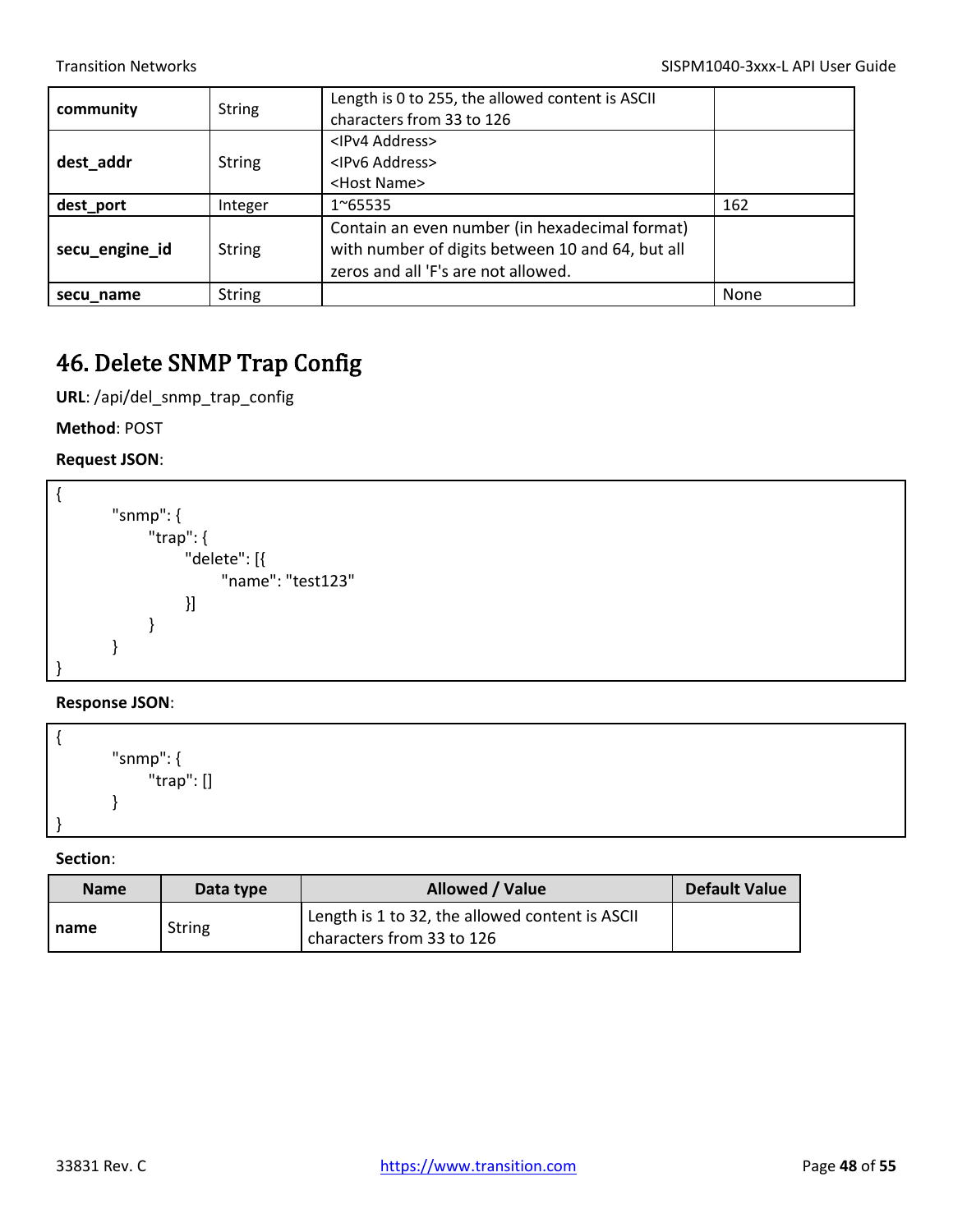| community | String | Length is 0 to 255, the allowed content is ASCII characters from 33 to 126 | |
|---|---|---|---|
| dest_addr | String | <IPv4 Address><br><IPv6 Address><br><Host Name> | |
| dest_port | Integer | 1~65535 | 162 |
| secu_engine_id | String | Contain an even number (in hexadecimal format) with number of digits between 10 and 64, but all zeros and all 'F's are not allowed. | |
| secu_name | String | | None |

# 46. Delete SNMP Trap Config

**URL**: /api/del_snmp_trap_config

**Method**: POST

**Request JSON**:

```
{
    "snmp": {
        "trap": {
            "delete": [{
                "name": "test123"
            }]
        }
    }
}
```

**Response JSON**:

```
{
    "snmp": {
        "trap": []
    }
}
```

**Section**:

| Name | Data type | Allowed / Value | Default Value |
|---|---|---|---|
| name | String | Length is 1 to 32, the allowed content is ASCII characters from 33 to 126 | |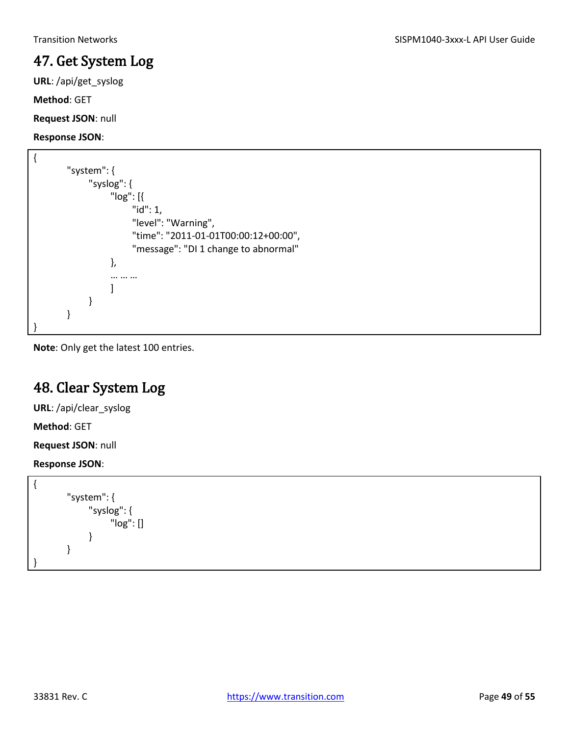# 47. Get System Log

**URL**: /api/get_syslog

**Method**: GET

**Request JSON**: null

**Response JSON**:

```
{
        "system": {
              "syslog": {
                    "log": [{
                          "id": 1,
                          "level": "Warning",
                          "time": "2011-01-01T00:00:12+00:00",
                          "message": "DI 1 change to abnormal"
                    },
                    … … …
                    ]
              }
        }
}
```

**Note**: Only get the latest 100 entries.

# 48. Clear System Log

**URL**: /api/clear_syslog

**Method**: GET

**Request JSON**: null

**Response JSON**:

```
{
        "system": {
              "syslog": {
                    "log": []
              }
        }
}
```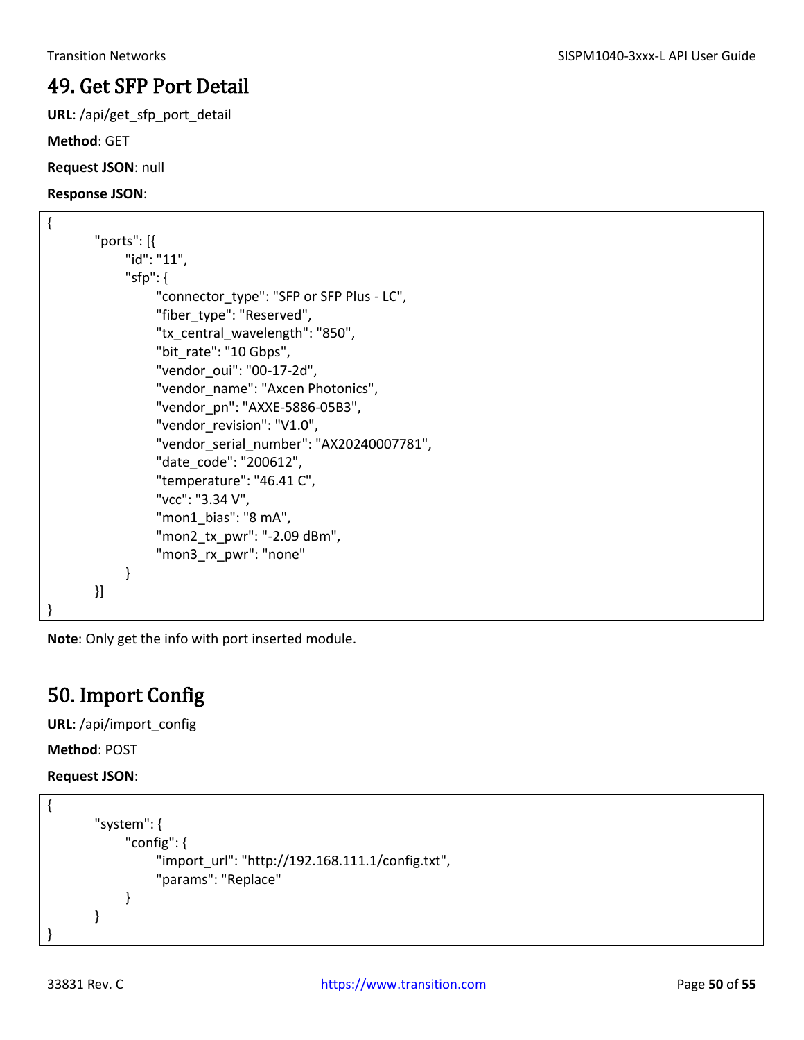# 49. Get SFP Port Detail

**URL**: /api/get_sfp_port_detail

**Method**: GET

**Request JSON**: null

**Response JSON**:

```
{
        "ports": [{
                "id": "11",
                "sfp": {
                        "connector_type": "SFP or SFP Plus - LC",
                        "fiber_type": "Reserved",
                        "tx_central_wavelength": "850",
                        "bit_rate": "10 Gbps",
                        "vendor_oui": "00-17-2d",
                        "vendor_name": "Axcen Photonics",
                        "vendor_pn": "AXXE-5886-05B3",
                        "vendor_revision": "V1.0",
                        "vendor_serial_number": "AX20240007781",
                        "date_code": "200612",
                        "temperature": "46.41 C",
                        "vcc": "3.34 V",
                        "mon1_bias": "8 mA",
                        "mon2_tx_pwr": "-2.09 dBm",
                        "mon3_rx_pwr": "none"
                }
        }]
}
```

**Note**: Only get the info with port inserted module.

# 50. Import Config

**URL**: /api/import_config

**Method**: POST

**Request JSON**:

```
{
        "system": {
                "config": {
                        "import_url": "http://192.168.111.1/config.txt",
                        "params": "Replace"
                }
        }
}
```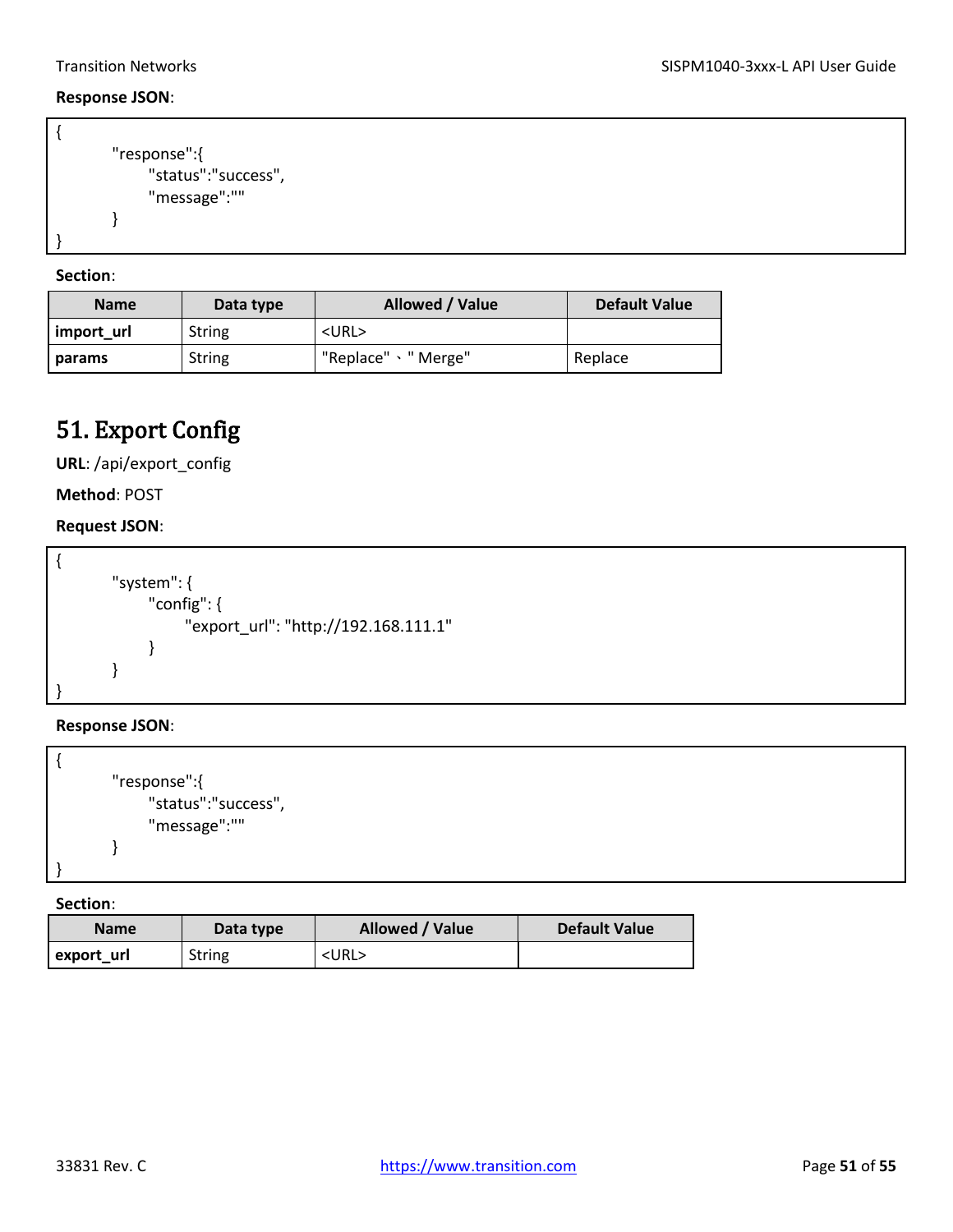**Response JSON**:

```
{
    "response":{
        "status":"success",
        "message":""
    }
}
```

**Section**:

| Name | Data type | Allowed / Value | Default Value |
|---|---|---|---|
| **import_url** | String | <URL> | |
| **params** | String | "Replace"、" Merge" | Replace |

# 51. Export Config

**URL**: /api/export_config

**Method**: POST

**Request JSON**:

```
{
    "system": {
        "config": {
            "export_url": "http://192.168.111.1"
        }
    }
}
```

**Response JSON**:

```
{
    "response":{
        "status":"success",
        "message":""
    }
}
```

**Section**:

| Name | Data type | Allowed / Value | Default Value |
|---|---|---|---|
| **export_url** | String | <URL> | |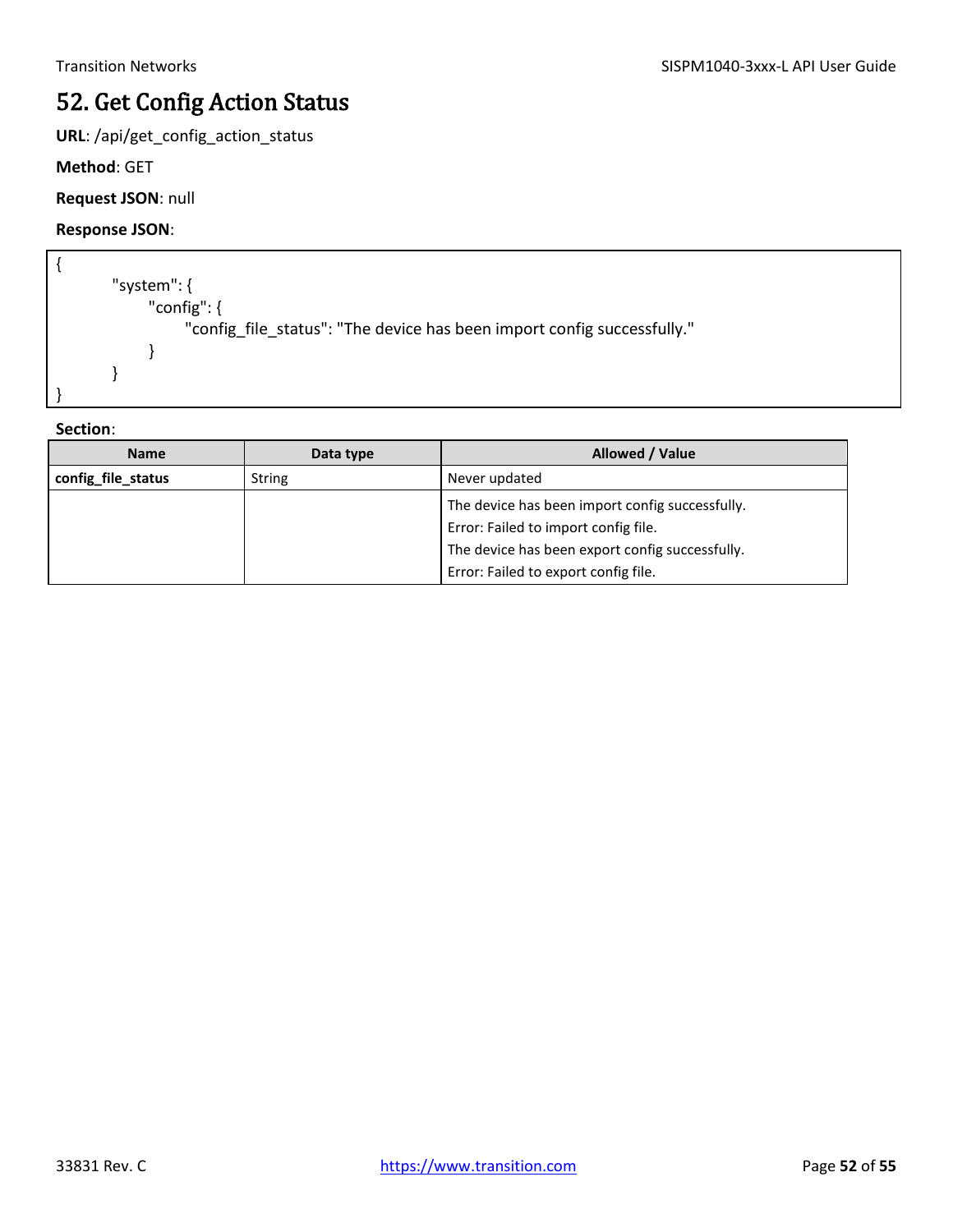# 52. Get Config Action Status

**URL**: /api/get_config_action_status

**Method**: GET

**Request JSON**: null

**Response JSON**:

```
{
        "system": {
            "config": {
                "config_file_status": "The device has been import config successfully."
            }
        }
}
```

**Section**:

| Name | Data type | Allowed / Value |
|---|---|---|
| **config_file_status** | String | Never updated |
| | | The device has been import config successfully.<br>Error: Failed to import config file.<br>The device has been export config successfully.<br>Error: Failed to export config file. |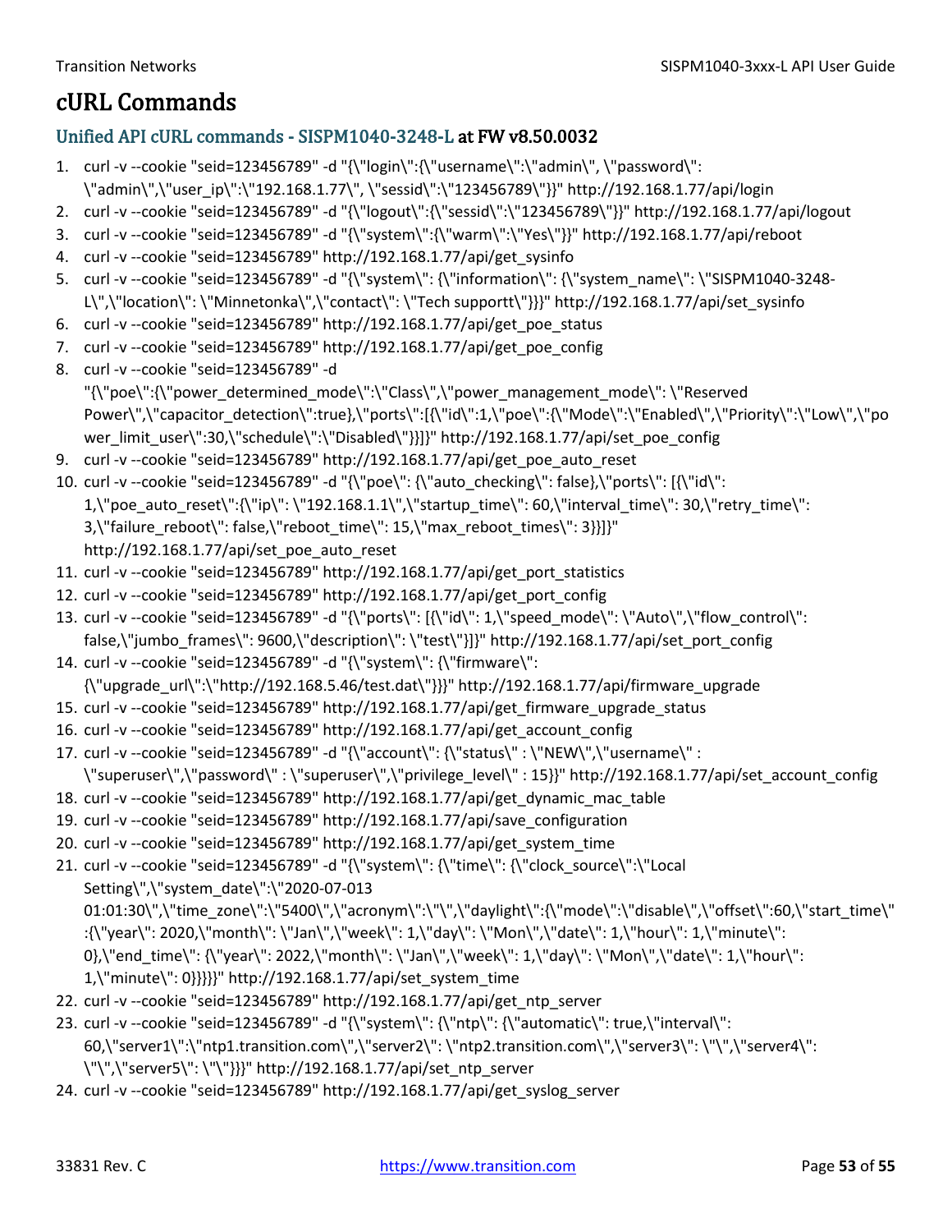# cURL Commands

## Unified API cURL commands - SISPM1040-3248-L at FW v8.50.0032

1. curl -v --cookie "seid=123456789" -d "{\"login\":{\"username\":\"admin\", \"password\": \"admin\",\"user_ip\":\"192.168.1.77\", \"sessid\":\"123456789\"}}" http://192.168.1.77/api/login
2. curl -v --cookie "seid=123456789" -d "{\"logout\":{\"sessid\":\"123456789\"}}" http://192.168.1.77/api/logout
3. curl -v --cookie "seid=123456789" -d "{\"system\":{\"warm\":\"Yes\"}}" http://192.168.1.77/api/reboot
4. curl -v --cookie "seid=123456789" http://192.168.1.77/api/get_sysinfo
5. curl -v --cookie "seid=123456789" -d "{\"system\": {\"information\": {\"system_name\": \"SISPM1040-3248-L\",\"location\": \"Minnetonka\",\"contact\": \"Tech supportt\"}}}" http://192.168.1.77/api/set_sysinfo
6. curl -v --cookie "seid=123456789" http://192.168.1.77/api/get_poe_status
7. curl -v --cookie "seid=123456789" http://192.168.1.77/api/get_poe_config
8. curl -v --cookie "seid=123456789" -d "{\"poe\":{\"power_determined_mode\":\"Class\",\"power_management_mode\": \"Reserved Power\",\"capacitor_detection\":true},\"ports\":[{\"id\":1,\"poe\":{\"Mode\":\"Enabled\",\"Priority\":\"Low\",\"power_limit_user\":30,\"schedule\":\"Disabled\"}}]}" http://192.168.1.77/api/set_poe_config
9. curl -v --cookie "seid=123456789" http://192.168.1.77/api/get_poe_auto_reset
10. curl -v --cookie "seid=123456789" -d "{\"poe\": {\"auto_checking\": false},\"ports\": [{\"id\": 1,\"poe_auto_reset\":{\"ip\": \"192.168.1.1\",\"startup_time\": 60,\"interval_time\": 30,\"retry_time\": 3,\"failure_reboot\": false,\"reboot_time\": 15,\"max_reboot_times\": 3}}]}" http://192.168.1.77/api/set_poe_auto_reset
11. curl -v --cookie "seid=123456789" http://192.168.1.77/api/get_port_statistics
12. curl -v --cookie "seid=123456789" http://192.168.1.77/api/get_port_config
13. curl -v --cookie "seid=123456789" -d "{\"ports\": [{\"id\": 1,\"speed_mode\": \"Auto\",\"flow_control\": false,\"jumbo_frames\": 9600,\"description\": \"test\"}]}" http://192.168.1.77/api/set_port_config
14. curl -v --cookie "seid=123456789" -d "{\"system\": {\"firmware\": {\"upgrade_url\":\"http://192.168.5.46/test.dat\"}}}" http://192.168.1.77/api/firmware_upgrade
15. curl -v --cookie "seid=123456789" http://192.168.1.77/api/get_firmware_upgrade_status
16. curl -v --cookie "seid=123456789" http://192.168.1.77/api/get_account_config
17. curl -v --cookie "seid=123456789" -d "{\"account\": {\"status\" : \"NEW\",\"username\" : \"superuser\",\"password\" : \"superuser\",\"privilege_level\" : 15}}" http://192.168.1.77/api/set_account_config
18. curl -v --cookie "seid=123456789" http://192.168.1.77/api/get_dynamic_mac_table
19. curl -v --cookie "seid=123456789" http://192.168.1.77/api/save_configuration
20. curl -v --cookie "seid=123456789" http://192.168.1.77/api/get_system_time
21. curl -v --cookie "seid=123456789" -d "{\"system\": {\"time\": {\"clock_source\":\"Local Setting\",\"system_date\":\"2020-07-013 01:01:30\",\"time_zone\":\"5400\",\"acronym\":\"\",\"daylight\":{\"mode\":\"disable\",\"offset\":60,\"start_time\":{\"year\": 2020,\"month\": \"Jan\",\"week\": 1,\"day\": \"Mon\",\"date\": 1,\"hour\": 1,\"minute\": 0},\"end_time\": {\"year\": 2022,\"month\": \"Jan\",\"week\": 1,\"day\": \"Mon\",\"date\": 1,\"hour\": 1,\"minute\": 0}}}}}" http://192.168.1.77/api/set_system_time
22. curl -v --cookie "seid=123456789" http://192.168.1.77/api/get_ntp_server
23. curl -v --cookie "seid=123456789" -d "{\"system\": {\"ntp\": {\"automatic\": true,\"interval\": 60,\"server1\":\"ntp1.transition.com\",\"server2\": \"ntp2.transition.com\",\"server3\": \"\",\"server4\": \"\",\"server5\": \"\"}}}" http://192.168.1.77/api/set_ntp_server
24. curl -v --cookie "seid=123456789" http://192.168.1.77/api/get_syslog_server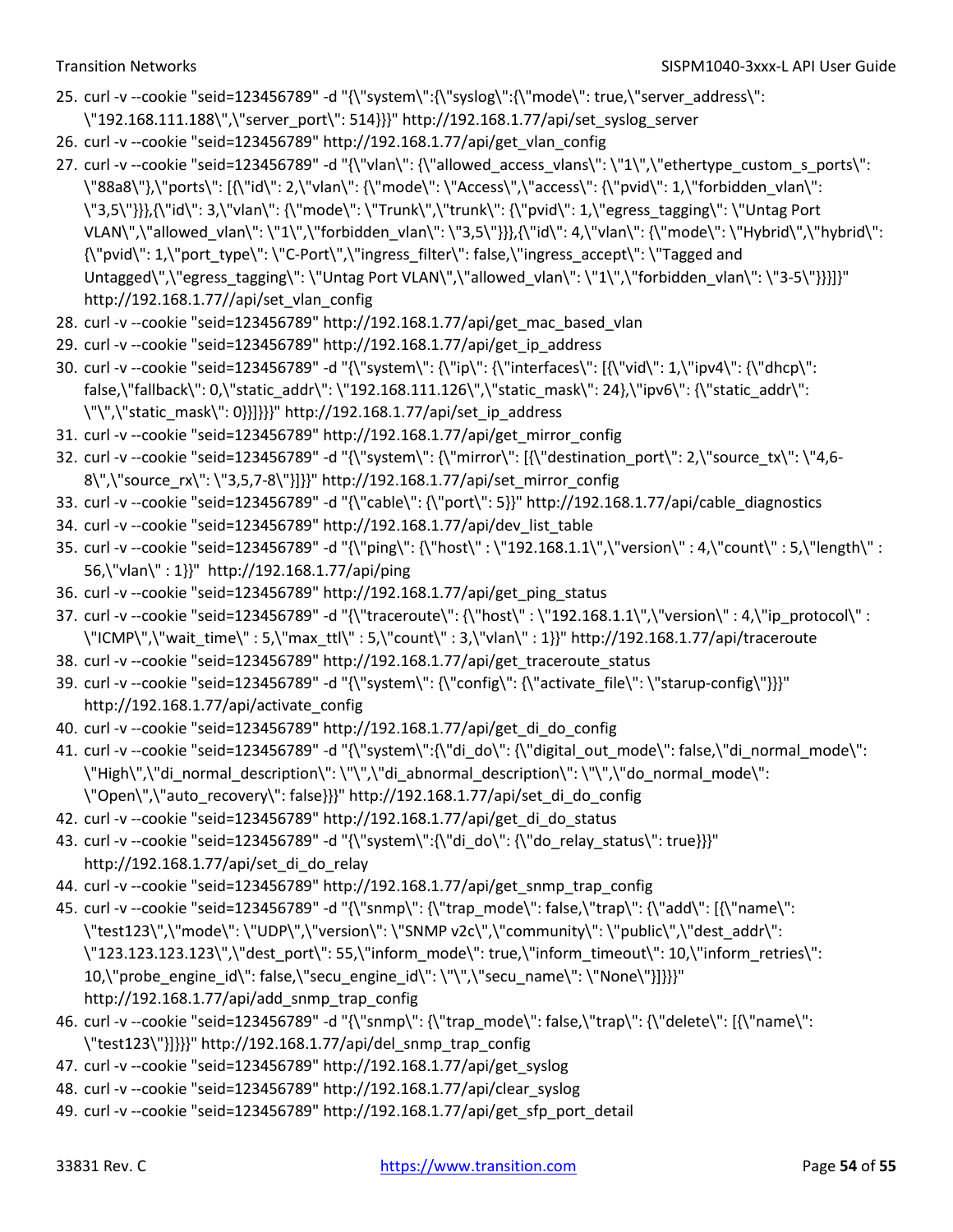25. curl -v --cookie "seid=123456789" -d "{\"system\":{\"syslog\":{\"mode\": true,\"server_address\": \"192.168.111.188\",\"server_port\": 514}}}" http://192.168.1.77/api/set_syslog_server
26. curl -v --cookie "seid=123456789" http://192.168.1.77/api/get_vlan_config
27. curl -v --cookie "seid=123456789" -d "{\"vlan\": {\"allowed_access_vlans\": \"1\",\"ethertype_custom_s_ports\": \"88a8\"},\"ports\": [{\"id\": 2,\"vlan\": {\"mode\": \"Access\",\"access\": {\"pvid\": 1,\"forbidden_vlan\": \"3,5\"}}},{\"id\": 3,\"vlan\": {\"mode\": \"Trunk\",\"trunk\": {\"pvid\": 1,\"egress_tagging\": \"Untag Port VLAN\",\"allowed_vlan\": \"1\",\"forbidden_vlan\": \"3,5\"}}},{\"id\": 4,\"vlan\": {\"mode\": \"Hybrid\",\"hybrid\": {\"pvid\": 1,\"port_type\": \"C-Port\",\"ingress_filter\": false,\"ingress_accept\": \"Tagged and Untagged\",\"egress_tagging\": \"Untag Port VLAN\",\"allowed_vlan\": \"1\",\"forbidden_vlan\": \"3-5\"}}}]}" http://192.168.1.77//api/set_vlan_config
28. curl -v --cookie "seid=123456789" http://192.168.1.77/api/get_mac_based_vlan
29. curl -v --cookie "seid=123456789" http://192.168.1.77/api/get_ip_address
30. curl -v --cookie "seid=123456789" -d "{\"system\": {\"ip\": {\"interfaces\": [{\"vid\": 1,\"ipv4\": {\"dhcp\": false,\"fallback\": 0,\"static_addr\": \"192.168.111.126\",\"static_mask\": 24},\"ipv6\": {\"static_addr\": \"\",\"static_mask\": 0}}]}}}" http://192.168.1.77/api/set_ip_address
31. curl -v --cookie "seid=123456789" http://192.168.1.77/api/get_mirror_config
32. curl -v --cookie "seid=123456789" -d "{\"system\": {\"mirror\": [{\"destination_port\": 2,\"source_tx\": \"4,6-8\",\"source_rx\": \"3,5,7-8\"}]}}" http://192.168.1.77/api/set_mirror_config
33. curl -v --cookie "seid=123456789" -d "{\"cable\": {\"port\": 5}}" http://192.168.1.77/api/cable_diagnostics
34. curl -v --cookie "seid=123456789" http://192.168.1.77/api/dev_list_table
35. curl -v --cookie "seid=123456789" -d "{\"ping\": {\"host\" : \"192.168.1.1\",\"version\" : 4,\"count\" : 5,\"length\" : 56,\"vlan\" : 1}}"  http://192.168.1.77/api/ping
36. curl -v --cookie "seid=123456789" http://192.168.1.77/api/get_ping_status
37. curl -v --cookie "seid=123456789" -d "{\"traceroute\": {\"host\" : \"192.168.1.1\",\"version\" : 4,\"ip_protocol\" : \"ICMP\",\"wait_time\" : 5,\"max_ttl\" : 5,\"count\" : 3,\"vlan\" : 1}}" http://192.168.1.77/api/traceroute
38. curl -v --cookie "seid=123456789" http://192.168.1.77/api/get_traceroute_status
39. curl -v --cookie "seid=123456789" -d "{\"system\": {\"config\": {\"activate_file\": \"starup-config\"}}}" http://192.168.1.77/api/activate_config
40. curl -v --cookie "seid=123456789" http://192.168.1.77/api/get_di_do_config
41. curl -v --cookie "seid=123456789" -d "{\"system\":{\"di_do\": {\"digital_out_mode\": false,\"di_normal_mode\": \"High\",\"di_normal_description\": \"\",\"di_abnormal_description\": \"\",\"do_normal_mode\": \"Open\",\"auto_recovery\": false}}}" http://192.168.1.77/api/set_di_do_config
42. curl -v --cookie "seid=123456789" http://192.168.1.77/api/get_di_do_status
43. curl -v --cookie "seid=123456789" -d "{\"system\":{\"di_do\": {\"do_relay_status\": true}}}" http://192.168.1.77/api/set_di_do_relay
44. curl -v --cookie "seid=123456789" http://192.168.1.77/api/get_snmp_trap_config
45. curl -v --cookie "seid=123456789" -d "{\"snmp\": {\"trap_mode\": false,\"trap\": {\"add\": [{\"name\": \"test123\",\"mode\": \"UDP\",\"version\": \"SNMP v2c\",\"community\": \"public\",\"dest_addr\": \"123.123.123.123\",\"dest_port\": 55,\"inform_mode\": true,\"inform_timeout\": 10,\"inform_retries\": 10,\"probe_engine_id\": false,\"secu_engine_id\": \"\",\"secu_name\": \"None\"}]}}}" http://192.168.1.77/api/add_snmp_trap_config
46. curl -v --cookie "seid=123456789" -d "{\"snmp\": {\"trap_mode\": false,\"trap\": {\"delete\": [{\"name\": \"test123\"}]}}}" http://192.168.1.77/api/del_snmp_trap_config
47. curl -v --cookie "seid=123456789" http://192.168.1.77/api/get_syslog
48. curl -v --cookie "seid=123456789" http://192.168.1.77/api/clear_syslog
49. curl -v --cookie "seid=123456789" http://192.168.1.77/api/get_sfp_port_detail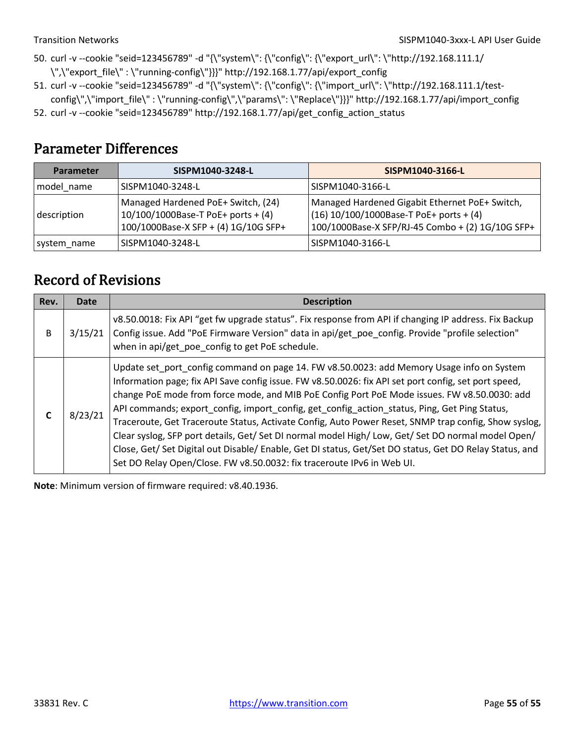50. curl -v --cookie "seid=123456789" -d "{\"system\": {\"config\": {\"export_url\": \"http://192.168.111.1/ \",\"export_file\" : \"running-config\"}}}" http://192.168.1.77/api/export_config
51. curl -v --cookie "seid=123456789" -d "{\"system\": {\"config\": {\"import_url\": \"http://192.168.111.1/test-config\",\"import_file\" : \"running-config\",\"params\": \"Replace\"}}}" http://192.168.1.77/api/import_config
52. curl -v --cookie "seid=123456789" http://192.168.1.77/api/get_config_action_status

## Parameter Differences

| Parameter | SISPM1040-3248-L | SISPM1040-3166-L |
|---|---|---|
| model_name | SISPM1040-3248-L | SISPM1040-3166-L |
| description | Managed Hardened PoE+ Switch, (24) 10/100/1000Base-T PoE+ ports + (4) 100/1000Base-X SFP + (4) 1G/10G SFP+ | Managed Hardened Gigabit Ethernet PoE+ Switch, (16) 10/100/1000Base-T PoE+ ports + (4) 100/1000Base-X SFP/RJ-45 Combo + (2) 1G/10G SFP+ |
| system_name | SISPM1040-3248-L | SISPM1040-3166-L |

## Record of Revisions

| Rev. | Date | Description |
|---|---|---|
| B | 3/15/21 | v8.50.0018: Fix API “get fw upgrade status”. Fix response from API if changing IP address. Fix Backup Config issue. Add "PoE Firmware Version" data in api/get_poe_config. Provide "profile selection" when in api/get_poe_config to get PoE schedule. |
| **C** | 8/23/21 | Update set_port_config command on page 14. FW v8.50.0023: add Memory Usage info on System Information page; fix API Save config issue. FW v8.50.0026: fix API set port config, set port speed, change PoE mode from force mode, and MIB PoE Config Port PoE Mode issues. FW v8.50.0030: add API commands; export_config, import_config, get_config_action_status, Ping, Get Ping Status, Traceroute, Get Traceroute Status, Activate Config, Auto Power Reset, SNMP trap config, Show syslog, Clear syslog, SFP port details, Get/ Set DI normal model High/ Low, Get/ Set DO normal model Open/ Close, Get/ Set Digital out Disable/ Enable, Get DI status, Get/Set DO status, Get DO Relay Status, and Set DO Relay Open/Close. FW v8.50.0032: fix traceroute IPv6 in Web UI. |

**Note**: Minimum version of firmware required: v8.40.1936.